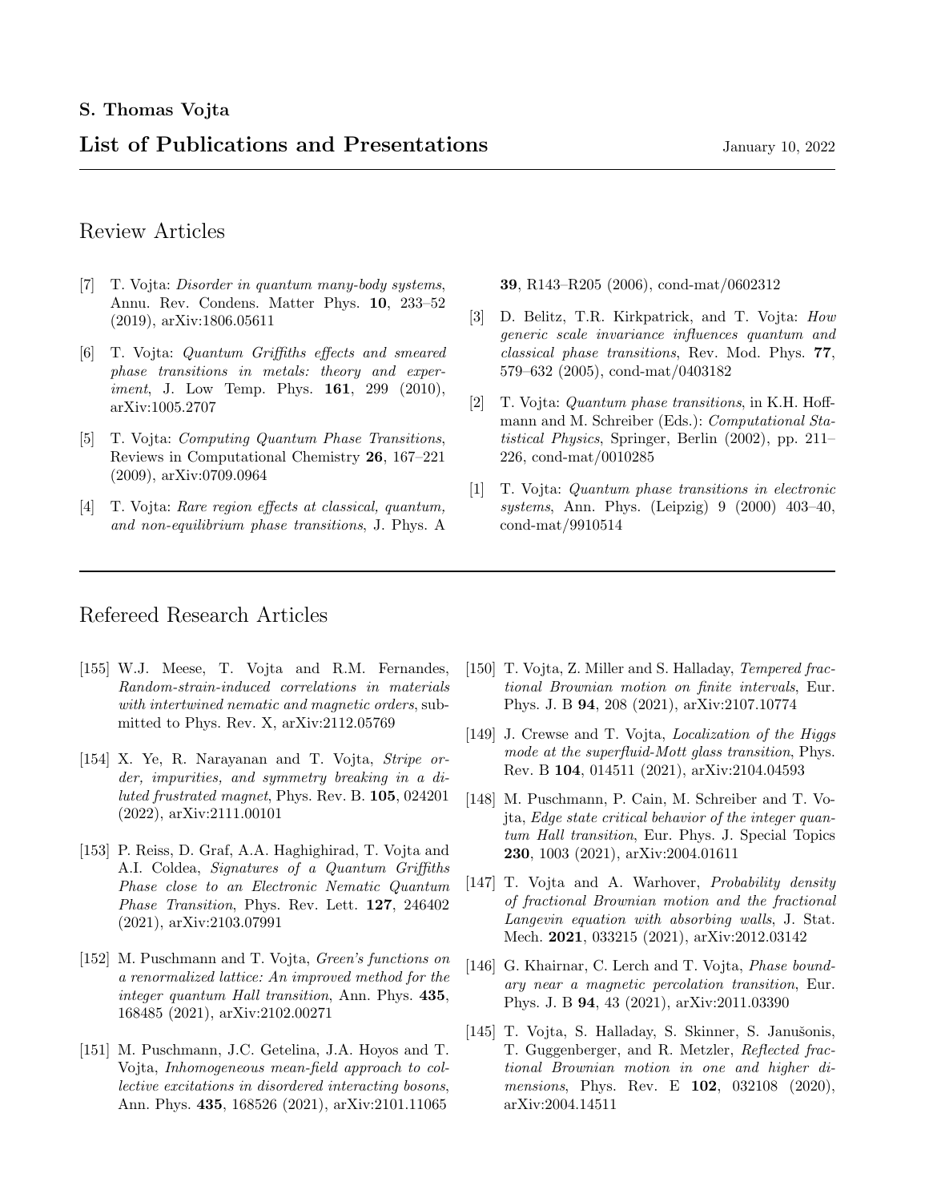**S. Thomas Vojta**

# List of Publications and Presentations

January 10, 2022

## Review Articles

[7] T. Vojta: *Disorder in quantum many-body systems*, Annu. Rev. Condens. Matter Phys. **10**, 233–52 (2019), arXiv:1806.05611

[6] T. Vojta: *Quantum Griffiths effects and smeared phase transitions in metals: theory and experiment*, J. Low Temp. Phys. **161**, 299 (2010), arXiv:1005.2707

[5] T. Vojta: *Computing Quantum Phase Transitions*, Reviews in Computational Chemistry **26**, 167–221 (2009), arXiv:0709.0964

[4] T. Vojta: *Rare region effects at classical, quantum, and non-equilibrium phase transitions*, J. Phys. A **39**, R143–R205 (2006), cond-mat/0602312

[3] D. Belitz, T.R. Kirkpatrick, and T. Vojta: *How generic scale invariance influences quantum and classical phase transitions*, Rev. Mod. Phys. **77**, 579–632 (2005), cond-mat/0403182

[2] T. Vojta: *Quantum phase transitions*, in K.H. Hoffmann and M. Schreiber (Eds.): *Computational Statistical Physics*, Springer, Berlin (2002), pp. 211–226, cond-mat/0010285

[1] T. Vojta: *Quantum phase transitions in electronic systems*, Ann. Phys. (Leipzig) 9 (2000) 403–40, cond-mat/9910514

## Refereed Research Articles

[155] W.J. Meese, T. Vojta and R.M. Fernandes, *Random-strain-induced correlations in materials with intertwined nematic and magnetic orders*, submitted to Phys. Rev. X, arXiv:2112.05769

[154] X. Ye, R. Narayanan and T. Vojta, *Stripe order, impurities, and symmetry breaking in a diluted frustrated magnet*, Phys. Rev. B. **105**, 024201 (2022), arXiv:2111.00101

[153] P. Reiss, D. Graf, A.A. Haghighirad, T. Vojta and A.I. Coldea, *Signatures of a Quantum Griffiths Phase close to an Electronic Nematic Quantum Phase Transition*, Phys. Rev. Lett. **127**, 246402 (2021), arXiv:2103.07991

[152] M. Puschmann and T. Vojta, *Green's functions on a renormalized lattice: An improved method for the integer quantum Hall transition*, Ann. Phys. **435**, 168485 (2021), arXiv:2102.00271

[151] M. Puschmann, J.C. Getelina, J.A. Hoyos and T. Vojta, *Inhomogeneous mean-field approach to collective excitations in disordered interacting bosons*, Ann. Phys. **435**, 168526 (2021), arXiv:2101.11065

[150] T. Vojta, Z. Miller and S. Halladay, *Tempered fractional Brownian motion on finite intervals*, Eur. Phys. J. B **94**, 208 (2021), arXiv:2107.10774

[149] J. Crewse and T. Vojta, *Localization of the Higgs mode at the superfluid-Mott glass transition*, Phys. Rev. B **104**, 014511 (2021), arXiv:2104.04593

[148] M. Puschmann, P. Cain, M. Schreiber and T. Vojta, *Edge state critical behavior of the integer quantum Hall transition*, Eur. Phys. J. Special Topics **230**, 1003 (2021), arXiv:2004.01611

[147] T. Vojta and A. Warhover, *Probability density of fractional Brownian motion and the fractional Langevin equation with absorbing walls*, J. Stat. Mech. **2021**, 033215 (2021), arXiv:2012.03142

[146] G. Khairnar, C. Lerch and T. Vojta, *Phase boundary near a magnetic percolation transition*, Eur. Phys. J. B **94**, 43 (2021), arXiv:2011.03390

[145] T. Vojta, S. Halladay, S. Skinner, S. Janušonis, T. Guggenberger, and R. Metzler, *Reflected fractional Brownian motion in one and higher dimensions*, Phys. Rev. E **102**, 032108 (2020), arXiv:2004.14511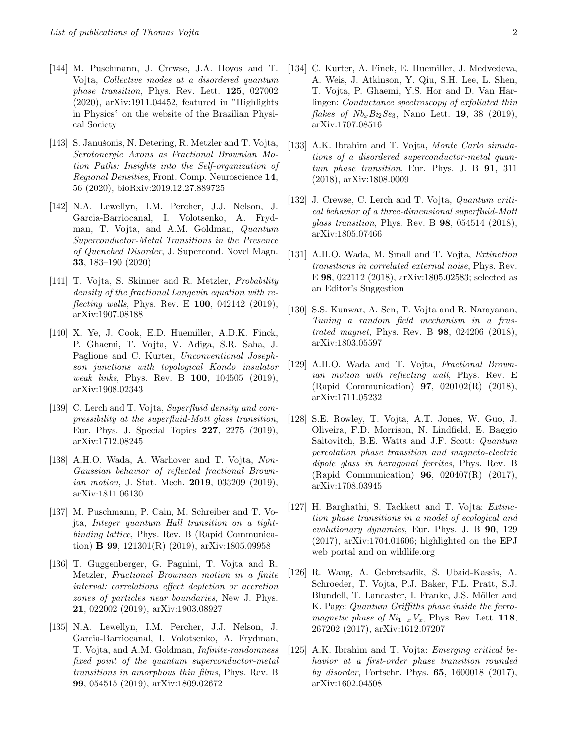[144] M. Puschmann, J. Crewse, J.A. Hoyos and T. Vojta, *Collective modes at a disordered quantum phase transition*, Phys. Rev. Lett. **125**, 027002 (2020), arXiv:1911.04452, featured in "Highlights in Physics" on the website of the Brazilian Physical Society

[143] S. Janušonis, N. Detering, R. Metzler and T. Vojta, *Serotonergic Axons as Fractional Brownian Motion Paths: Insights into the Self-organization of Regional Densities*, Front. Comp. Neuroscience **14**, 56 (2020), bioRxiv:2019.12.27.889725

[142] N.A. Lewellyn, I.M. Percher, J.J. Nelson, J. Garcia-Barriocanal, I. Volotsenko, A. Frydman, T. Vojta, and A.M. Goldman, *Quantum Superconductor-Metal Transitions in the Presence of Quenched Disorder*, J. Supercond. Novel Magn. **33**, 183–190 (2020)

[141] T. Vojta, S. Skinner and R. Metzler, *Probability density of the fractional Langevin equation with reflecting walls*, Phys. Rev. E **100**, 042142 (2019), arXiv:1907.08188

[140] X. Ye, J. Cook, E.D. Huemiller, A.D.K. Finck, P. Ghaemi, T. Vojta, V. Adiga, S.R. Saha, J. Paglione and C. Kurter, *Unconventional Josephson junctions with topological Kondo insulator weak links*, Phys. Rev. B **100**, 104505 (2019), arXiv:1908.02343

[139] C. Lerch and T. Vojta, *Superfluid density and compressibility at the superfluid-Mott glass transition*, Eur. Phys. J. Special Topics **227**, 2275 (2019), arXiv:1712.08245

[138] A.H.O. Wada, A. Warhover and T. Vojta, *Non-Gaussian behavior of reflected fractional Brownian motion*, J. Stat. Mech. **2019**, 033209 (2019), arXiv:1811.06130

[137] M. Puschmann, P. Cain, M. Schreiber and T. Vojta, *Integer quantum Hall transition on a tight-binding lattice*, Phys. Rev. B (Rapid Communication) **B 99**, 121301(R) (2019), arXiv:1805.09958

[136] T. Guggenberger, G. Pagnini, T. Vojta and R. Metzler, *Fractional Brownian motion in a finite interval: correlations effect depletion or accretion zones of particles near boundaries*, New J. Phys. **21**, 022002 (2019), arXiv:1903.08927

[135] N.A. Lewellyn, I.M. Percher, J.J. Nelson, J. Garcia-Barriocanal, I. Volotsenko, A. Frydman, T. Vojta, and A.M. Goldman, *Infinite-randomness fixed point of the quantum superconductor-metal transitions in amorphous thin films*, Phys. Rev. B **99**, 054515 (2019), arXiv:1809.02672

[134] C. Kurter, A. Finck, E. Huemiller, J. Medvedeva, A. Weis, J. Atkinson, Y. Qiu, S.H. Lee, L. Shen, T. Vojta, P. Ghaemi, Y.S. Hor and D. Van Harlingen: *Conductance spectroscopy of exfoliated thin flakes of* $Nb_xBi_2Se_3$, Nano Lett. **19**, 38 (2019), arXiv:1707.08516

[133] A.K. Ibrahim and T. Vojta, *Monte Carlo simulations of a disordered superconductor-metal quantum phase transition*, Eur. Phys. J. B **91**, 311 (2018), arXiv:1808.0009

[132] J. Crewse, C. Lerch and T. Vojta, *Quantum critical behavior of a three-dimensional superfluid-Mott glass transition*, Phys. Rev. B **98**, 054514 (2018), arXiv:1805.07466

[131] A.H.O. Wada, M. Small and T. Vojta, *Extinction transitions in correlated external noise*, Phys. Rev. E **98**, 022112 (2018), arXiv:1805.02583; selected as an Editor's Suggestion

[130] S.S. Kunwar, A. Sen, T. Vojta and R. Narayanan, *Tuning a random field mechanism in a frustrated magnet*, Phys. Rev. B **98**, 024206 (2018), arXiv:1803.05597

[129] A.H.O. Wada and T. Vojta, *Fractional Brownian motion with reflecting wall*, Phys. Rev. E (Rapid Communication) **97**, 020102(R) (2018), arXiv:1711.05232

[128] S.E. Rowley, T. Vojta, A.T. Jones, W. Guo, J. Oliveira, F.D. Morrison, N. Lindfield, E. Baggio Saitovitch, B.E. Watts and J.F. Scott: *Quantum percolation phase transition and magneto-electric dipole glass in hexagonal ferrites*, Phys. Rev. B (Rapid Communication) **96**, 020407(R) (2017), arXiv:1708.03945

[127] H. Barghathi, S. Tackkett and T. Vojta: *Extinction phase transitions in a model of ecological and evolutionary dynamics*, Eur. Phys. J. B **90**, 129 (2017), arXiv:1704.01606; highlighted on the EPJ web portal and on wildlife.org

[126] R. Wang, A. Gebretsadik, S. Ubaid-Kassis, A. Schroeder, T. Vojta, P.J. Baker, F.L. Pratt, S.J. Blundell, T. Lancaster, I. Franke, J.S. Möller and K. Page: *Quantum Griffiths phase inside the ferromagnetic phase of* $Ni_{1-x}V_x$, Phys. Rev. Lett. **118**, 267202 (2017), arXiv:1612.07207

[125] A.K. Ibrahim and T. Vojta: *Emerging critical behavior at a first-order phase transition rounded by disorder*, Fortschr. Phys. **65**, 1600018 (2017), arXiv:1602.04508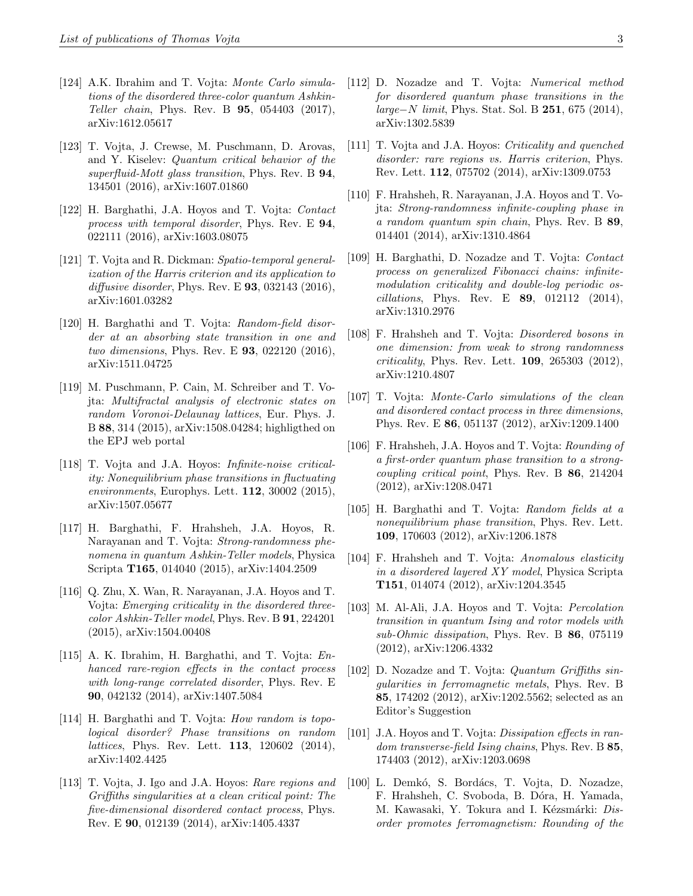[124] A.K. Ibrahim and T. Vojta: *Monte Carlo simulations of the disordered three-color quantum Ashkin-Teller chain*, Phys. Rev. B **95**, 054403 (2017), arXiv:1612.05617

[123] T. Vojta, J. Crewse, M. Puschmann, D. Arovas, and Y. Kiselev: *Quantum critical behavior of the superfluid-Mott glass transition*, Phys. Rev. B **94**, 134501 (2016), arXiv:1607.01860

[122] H. Barghathi, J.A. Hoyos and T. Vojta: *Contact process with temporal disorder*, Phys. Rev. E **94**, 022111 (2016), arXiv:1603.08075

[121] T. Vojta and R. Dickman: *Spatio-temporal generalization of the Harris criterion and its application to diffusive disorder*, Phys. Rev. E **93**, 032143 (2016), arXiv:1601.03282

[120] H. Barghathi and T. Vojta: *Random-field disorder at an absorbing state transition in one and two dimensions*, Phys. Rev. E **93**, 022120 (2016), arXiv:1511.04725

[119] M. Puschmann, P. Cain, M. Schreiber and T. Vojta: *Multifractal analysis of electronic states on random Voronoi-Delaunay lattices*, Eur. Phys. J. B **88**, 314 (2015), arXiv:1508.04284; highligthed on the EPJ web portal

[118] T. Vojta and J.A. Hoyos: *Infinite-noise criticality: Nonequilibrium phase transitions in fluctuating environments*, Europhys. Lett. **112**, 30002 (2015), arXiv:1507.05677

[117] H. Barghathi, F. Hrahsheh, J.A. Hoyos, R. Narayanan and T. Vojta: *Strong-randomness phenomena in quantum Ashkin-Teller models*, Physica Scripta **T165**, 014040 (2015), arXiv:1404.2509

[116] Q. Zhu, X. Wan, R. Narayanan, J.A. Hoyos and T. Vojta: *Emerging criticality in the disordered three-color Ashkin-Teller model*, Phys. Rev. B **91**, 224201 (2015), arXiv:1504.00408

[115] A. K. Ibrahim, H. Barghathi, and T. Vojta: *Enhanced rare-region effects in the contact process with long-range correlated disorder*, Phys. Rev. E **90**, 042132 (2014), arXiv:1407.5084

[114] H. Barghathi and T. Vojta: *How random is topological disorder? Phase transitions on random lattices*, Phys. Rev. Lett. **113**, 120602 (2014), arXiv:1402.4425

[113] T. Vojta, J. Igo and J.A. Hoyos: *Rare regions and Griffiths singularities at a clean critical point: The five-dimensional disordered contact process*, Phys. Rev. E **90**, 012139 (2014), arXiv:1405.4337

[112] D. Nozadze and T. Vojta: *Numerical method for disordered quantum phase transitions in the large−$N$ limit*, Phys. Stat. Sol. B **251**, 675 (2014), arXiv:1302.5839

[111] T. Vojta and J.A. Hoyos: *Criticality and quenched disorder: rare regions vs. Harris criterion*, Phys. Rev. Lett. **112**, 075702 (2014), arXiv:1309.0753

[110] F. Hrahsheh, R. Narayanan, J.A. Hoyos and T. Vojta: *Strong-randomness infinite-coupling phase in a random quantum spin chain*, Phys. Rev. B **89**, 014401 (2014), arXiv:1310.4864

[109] H. Barghathi, D. Nozadze and T. Vojta: *Contact process on generalized Fibonacci chains: infinite-modulation criticality and double-log periodic oscillations*, Phys. Rev. E **89**, 012112 (2014), arXiv:1310.2976

[108] F. Hrahsheh and T. Vojta: *Disordered bosons in one dimension: from weak to strong randomness criticality*, Phys. Rev. Lett. **109**, 265303 (2012), arXiv:1210.4807

[107] T. Vojta: *Monte-Carlo simulations of the clean and disordered contact process in three dimensions*, Phys. Rev. E **86**, 051137 (2012), arXiv:1209.1400

[106] F. Hrahsheh, J.A. Hoyos and T. Vojta: *Rounding of a first-order quantum phase transition to a strong-coupling critical point*, Phys. Rev. B **86**, 214204 (2012), arXiv:1208.0471

[105] H. Barghathi and T. Vojta: *Random fields at a nonequilibrium phase transition*, Phys. Rev. Lett. **109**, 170603 (2012), arXiv:1206.1878

[104] F. Hrahsheh and T. Vojta: *Anomalous elasticity in a disordered layered XY model*, Physica Scripta **T151**, 014074 (2012), arXiv:1204.3545

[103] M. Al-Ali, J.A. Hoyos and T. Vojta: *Percolation transition in quantum Ising and rotor models with sub-Ohmic dissipation*, Phys. Rev. B **86**, 075119 (2012), arXiv:1206.4332

[102] D. Nozadze and T. Vojta: *Quantum Griffiths singularities in ferromagnetic metals*, Phys. Rev. B **85**, 174202 (2012), arXiv:1202.5562; selected as an Editor's Suggestion

[101] J.A. Hoyos and T. Vojta: *Dissipation effects in random transverse-field Ising chains*, Phys. Rev. B **85**, 174403 (2012), arXiv:1203.0698

[100] L. Demkó, S. Bordács, T. Vojta, D. Nozadze, F. Hrahsheh, C. Svoboda, B. Dóra, H. Yamada, M. Kawasaki, Y. Tokura and I. Kézsmárki: *Disorder promotes ferromagnetism: Rounding of the*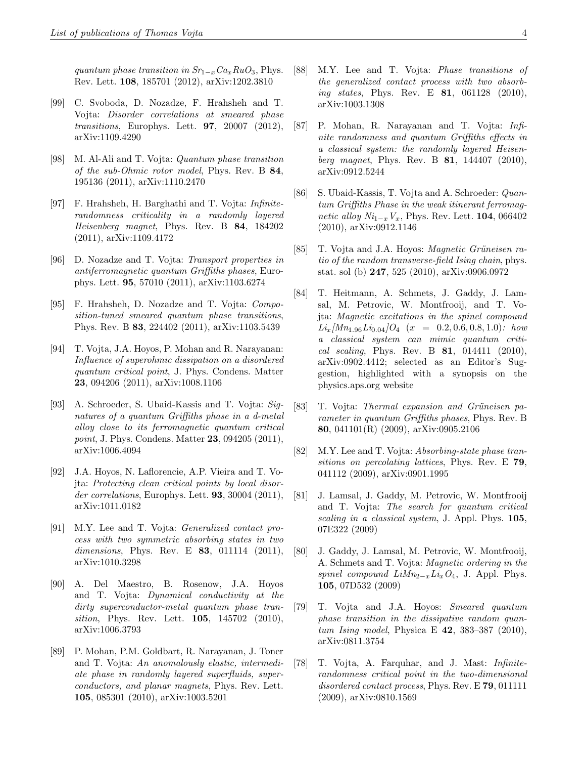*quantum phase transition in $Sr_{1-x}Ca_xRuO_3$*, Phys. Rev. Lett. **108**, 185701 (2012), arXiv:1202.3810

[99] C. Svoboda, D. Nozadze, F. Hrahsheh and T. Vojta: *Disorder correlations at smeared phase transitions*, Europhys. Lett. **97**, 20007 (2012), arXiv:1109.4290

[98] M. Al-Ali and T. Vojta: *Quantum phase transition of the sub-Ohmic rotor model*, Phys. Rev. B **84**, 195136 (2011), arXiv:1110.2470

[97] F. Hrahsheh, H. Barghathi and T. Vojta: *Infinite-randomness criticality in a randomly layered Heisenberg magnet*, Phys. Rev. B **84**, 184202 (2011), arXiv:1109.4172

[96] D. Nozadze and T. Vojta: *Transport properties in antiferromagnetic quantum Griffiths phases*, Europhys. Lett. **95**, 57010 (2011), arXiv:1103.6274

[95] F. Hrahsheh, D. Nozadze and T. Vojta: *Composition-tuned smeared quantum phase transitions*, Phys. Rev. B **83**, 224402 (2011), arXiv:1103.5439

[94] T. Vojta, J.A. Hoyos, P. Mohan and R. Narayanan: *Influence of superohmic dissipation on a disordered quantum critical point*, J. Phys. Condens. Matter **23**, 094206 (2011), arXiv:1008.1106

[93] A. Schroeder, S. Ubaid-Kassis and T. Vojta: *Signatures of a quantum Griffiths phase in a d-metal alloy close to its ferromagnetic quantum critical point*, J. Phys. Condens. Matter **23**, 094205 (2011), arXiv:1006.4094

[92] J.A. Hoyos, N. Laflorencie, A.P. Vieira and T. Vojta: *Protecting clean critical points by local disorder correlations*, Europhys. Lett. **93**, 30004 (2011), arXiv:1011.0182

[91] M.Y. Lee and T. Vojta: *Generalized contact process with two symmetric absorbing states in two dimensions*, Phys. Rev. E **83**, 011114 (2011), arXiv:1010.3298

[90] A. Del Maestro, B. Rosenow, J.A. Hoyos and T. Vojta: *Dynamical conductivity at the dirty superconductor-metal quantum phase transition*, Phys. Rev. Lett. **105**, 145702 (2010), arXiv:1006.3793

[89] P. Mohan, P.M. Goldbart, R. Narayanan, J. Toner and T. Vojta: *An anomalously elastic, intermediate phase in randomly layered superfluids, superconductors, and planar magnets*, Phys. Rev. Lett. **105**, 085301 (2010), arXiv:1003.5201

[88] M.Y. Lee and T. Vojta: *Phase transitions of the generalized contact process with two absorbing states*, Phys. Rev. E **81**, 061128 (2010), arXiv:1003.1308

[87] P. Mohan, R. Narayanan and T. Vojta: *Infinite randomness and quantum Griffiths effects in a classical system: the randomly layered Heisenberg magnet*, Phys. Rev. B **81**, 144407 (2010), arXiv:0912.5244

[86] S. Ubaid-Kassis, T. Vojta and A. Schroeder: *Quantum Griffiths Phase in the weak itinerant ferromagnetic alloy $Ni_{1-x}V_x$*, Phys. Rev. Lett. **104**, 066402 (2010), arXiv:0912.1146

[85] T. Vojta and J.A. Hoyos: *Magnetic Grüneisen ratio of the random transverse-field Ising chain*, phys. stat. sol (b) **247**, 525 (2010), arXiv:0906.0972

[84] T. Heitmann, A. Schmets, J. Gaddy, J. Lamsal, M. Petrovic, W. Montfrooij, and T. Vojta: *Magnetic excitations in the spinel compound $Li_x[Mn_{1.96}Li_{0.04}]O_4$ $(x = 0.2, 0.6, 0.8, 1.0)$: how a classical system can mimic quantum critical scaling*, Phys. Rev. B **81**, 014411 (2010), arXiv:0902.4412; selected as an Editor's Suggestion, highlighted with a synopsis on the physics.aps.org website

[83] T. Vojta: *Thermal expansion and Grüneisen parameter in quantum Griffiths phases*, Phys. Rev. B **80**, 041101(R) (2009), arXiv:0905.2106

[82] M.Y. Lee and T. Vojta: *Absorbing-state phase transitions on percolating lattices*, Phys. Rev. E **79**, 041112 (2009), arXiv:0901.1995

[81] J. Lamsal, J. Gaddy, M. Petrovic, W. Montfrooij and T. Vojta: *The search for quantum critical scaling in a classical system*, J. Appl. Phys. **105**, 07E322 (2009)

[80] J. Gaddy, J. Lamsal, M. Petrovic, W. Montfrooij, A. Schmets and T. Vojta: *Magnetic ordering in the spinel compound $LiMn_{2-x}Li_xO_4$*, J. Appl. Phys. **105**, 07D532 (2009)

[79] T. Vojta and J.A. Hoyos: *Smeared quantum phase transition in the dissipative random quantum Ising model*, Physica E **42**, 383–387 (2010), arXiv:0811.3754

[78] T. Vojta, A. Farquhar, and J. Mast: *Infinite-randomness critical point in the two-dimensional disordered contact process*, Phys. Rev. E **79**, 011111 (2009), arXiv:0810.1569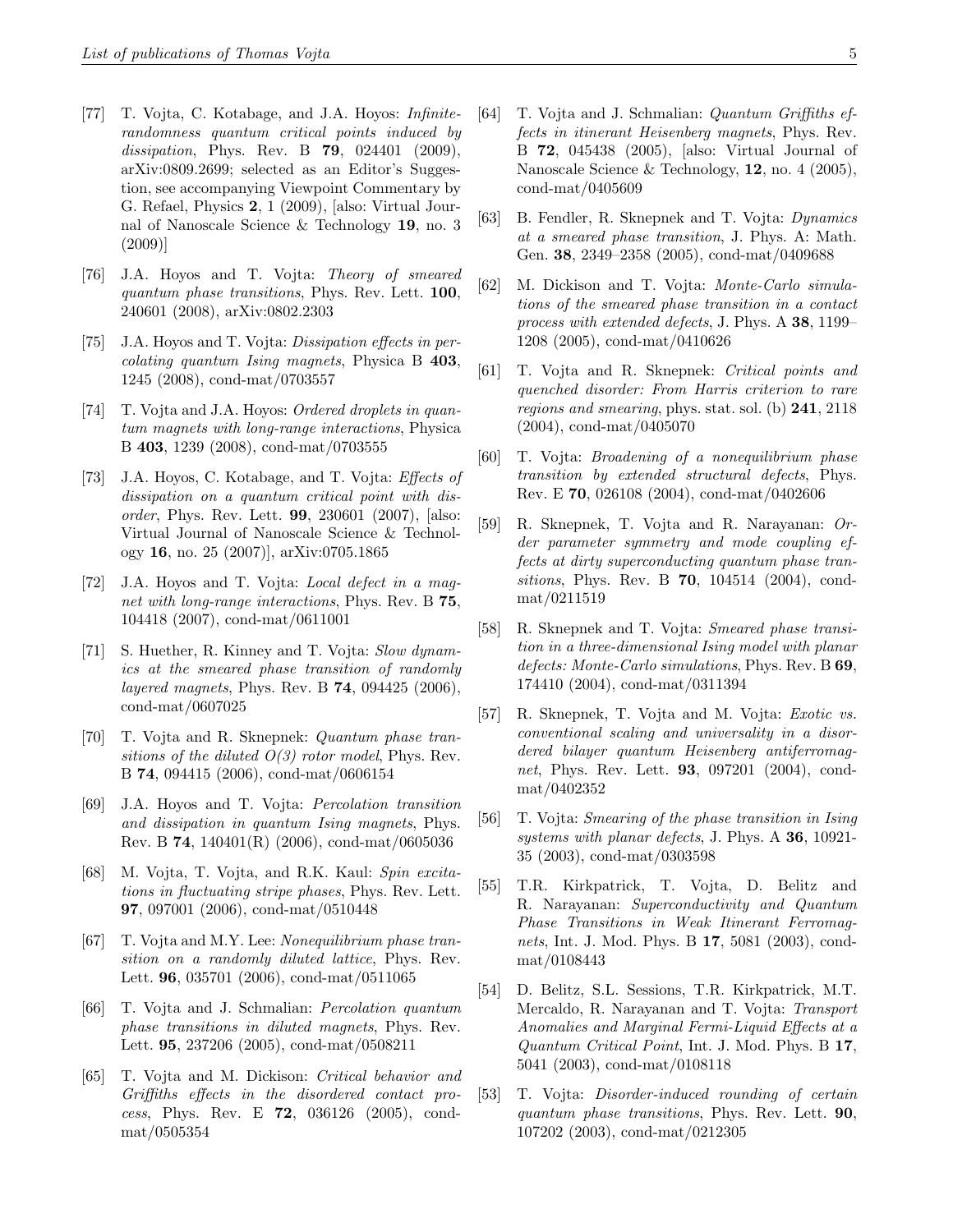[77] T. Vojta, C. Kotabage, and J.A. Hoyos: *Infinite-randomness quantum critical points induced by dissipation*, Phys. Rev. B **79**, 024401 (2009), arXiv:0809.2699; selected as an Editor's Suggestion, see accompanying Viewpoint Commentary by G. Refael, Physics **2**, 1 (2009), [also: Virtual Journal of Nanoscale Science & Technology **19**, no. 3 (2009)]

[76] J.A. Hoyos and T. Vojta: *Theory of smeared quantum phase transitions*, Phys. Rev. Lett. **100**, 240601 (2008), arXiv:0802.2303

[75] J.A. Hoyos and T. Vojta: *Dissipation effects in percolating quantum Ising magnets*, Physica B **403**, 1245 (2008), cond-mat/0703557

[74] T. Vojta and J.A. Hoyos: *Ordered droplets in quantum magnets with long-range interactions*, Physica B **403**, 1239 (2008), cond-mat/0703555

[73] J.A. Hoyos, C. Kotabage, and T. Vojta: *Effects of dissipation on a quantum critical point with disorder*, Phys. Rev. Lett. **99**, 230601 (2007), [also: Virtual Journal of Nanoscale Science & Technology **16**, no. 25 (2007)], arXiv:0705.1865

[72] J.A. Hoyos and T. Vojta: *Local defect in a magnet with long-range interactions*, Phys. Rev. B **75**, 104418 (2007), cond-mat/0611001

[71] S. Huether, R. Kinney and T. Vojta: *Slow dynamics at the smeared phase transition of randomly layered magnets*, Phys. Rev. B **74**, 094425 (2006), cond-mat/0607025

[70] T. Vojta and R. Sknepnek: *Quantum phase transitions of the diluted O(3) rotor model*, Phys. Rev. B **74**, 094415 (2006), cond-mat/0606154

[69] J.A. Hoyos and T. Vojta: *Percolation transition and dissipation in quantum Ising magnets*, Phys. Rev. B **74**, 140401(R) (2006), cond-mat/0605036

[68] M. Vojta, T. Vojta, and R.K. Kaul: *Spin excitations in fluctuating stripe phases*, Phys. Rev. Lett. **97**, 097001 (2006), cond-mat/0510448

[67] T. Vojta and M.Y. Lee: *Nonequilibrium phase transition on a randomly diluted lattice*, Phys. Rev. Lett. **96**, 035701 (2006), cond-mat/0511065

[66] T. Vojta and J. Schmalian: *Percolation quantum phase transitions in diluted magnets*, Phys. Rev. Lett. **95**, 237206 (2005), cond-mat/0508211

[65] T. Vojta and M. Dickison: *Critical behavior and Griffiths effects in the disordered contact process*, Phys. Rev. E **72**, 036126 (2005), cond-mat/0505354

[64] T. Vojta and J. Schmalian: *Quantum Griffiths effects in itinerant Heisenberg magnets*, Phys. Rev. B **72**, 045438 (2005), [also: Virtual Journal of Nanoscale Science & Technology, **12**, no. 4 (2005), cond-mat/0405609

[63] B. Fendler, R. Sknepnek and T. Vojta: *Dynamics at a smeared phase transition*, J. Phys. A: Math. Gen. **38**, 2349–2358 (2005), cond-mat/0409688

[62] M. Dickison and T. Vojta: *Monte-Carlo simulations of the smeared phase transition in a contact process with extended defects*, J. Phys. A **38**, 1199–1208 (2005), cond-mat/0410626

[61] T. Vojta and R. Sknepnek: *Critical points and quenched disorder: From Harris criterion to rare regions and smearing*, phys. stat. sol. (b) **241**, 2118 (2004), cond-mat/0405070

[60] T. Vojta: *Broadening of a nonequilibrium phase transition by extended structural defects*, Phys. Rev. E **70**, 026108 (2004), cond-mat/0402606

[59] R. Sknepnek, T. Vojta and R. Narayanan: *Order parameter symmetry and mode coupling effects at dirty superconducting quantum phase transitions*, Phys. Rev. B **70**, 104514 (2004), cond-mat/0211519

[58] R. Sknepnek and T. Vojta: *Smeared phase transition in a three-dimensional Ising model with planar defects: Monte-Carlo simulations*, Phys. Rev. B **69**, 174410 (2004), cond-mat/0311394

[57] R. Sknepnek, T. Vojta and M. Vojta: *Exotic vs. conventional scaling and universality in a disordered bilayer quantum Heisenberg antiferromagnet*, Phys. Rev. Lett. **93**, 097201 (2004), cond-mat/0402352

[56] T. Vojta: *Smearing of the phase transition in Ising systems with planar defects*, J. Phys. A **36**, 10921-35 (2003), cond-mat/0303598

[55] T.R. Kirkpatrick, T. Vojta, D. Belitz and R. Narayanan: *Superconductivity and Quantum Phase Transitions in Weak Itinerant Ferromagnets*, Int. J. Mod. Phys. B **17**, 5081 (2003), cond-mat/0108443

[54] D. Belitz, S.L. Sessions, T.R. Kirkpatrick, M.T. Mercaldo, R. Narayanan and T. Vojta: *Transport Anomalies and Marginal Fermi-Liquid Effects at a Quantum Critical Point*, Int. J. Mod. Phys. B **17**, 5041 (2003), cond-mat/0108118

[53] T. Vojta: *Disorder-induced rounding of certain quantum phase transitions*, Phys. Rev. Lett. **90**, 107202 (2003), cond-mat/0212305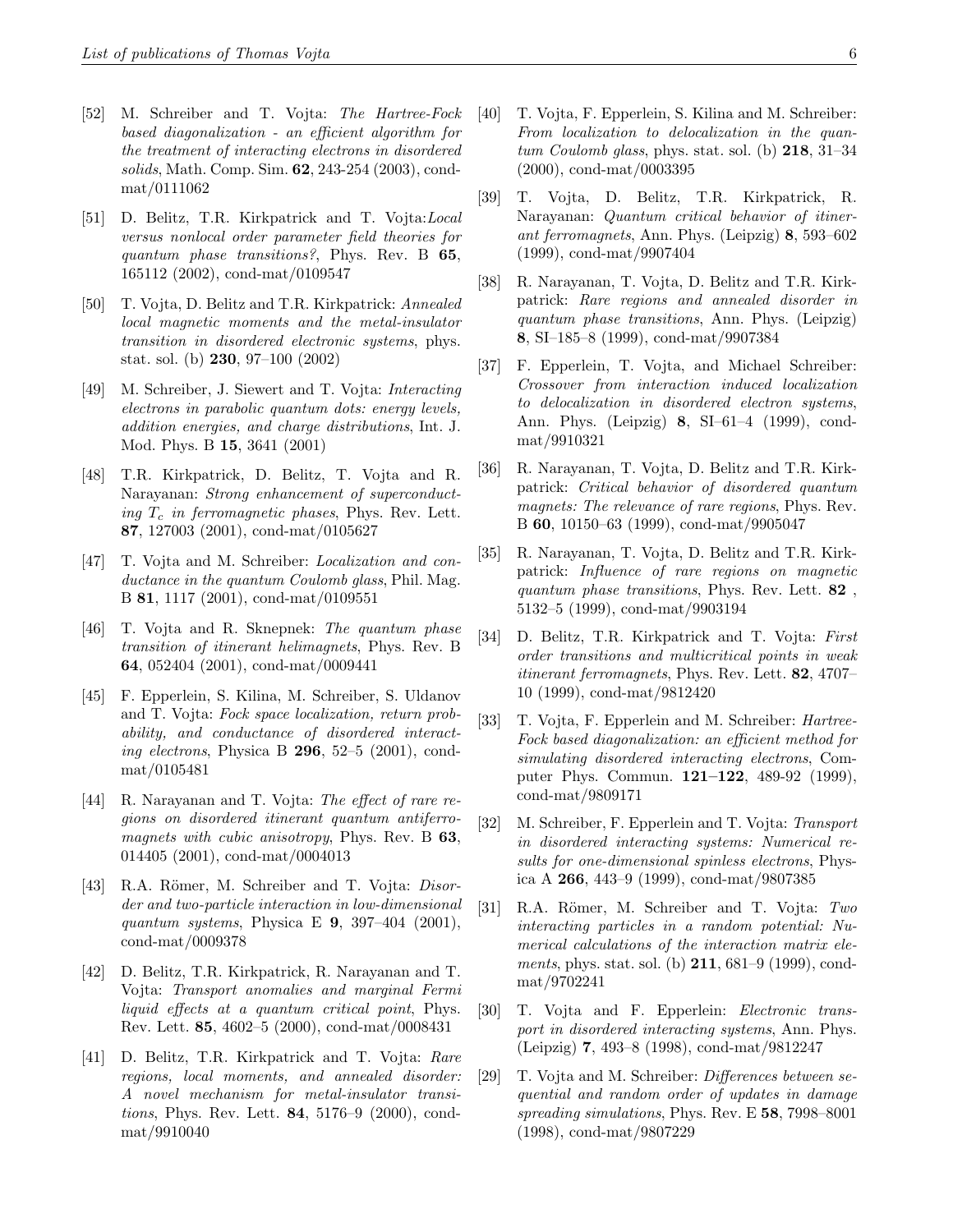[52] M. Schreiber and T. Vojta: *The Hartree-Fock based diagonalization - an efficient algorithm for the treatment of interacting electrons in disordered solids*, Math. Comp. Sim. **62**, 243-254 (2003), cond-mat/0111062

[51] D. Belitz, T.R. Kirkpatrick and T. Vojta:*Local versus nonlocal order parameter field theories for quantum phase transitions?*, Phys. Rev. B **65**, 165112 (2002), cond-mat/0109547

[50] T. Vojta, D. Belitz and T.R. Kirkpatrick: *Annealed local magnetic moments and the metal-insulator transition in disordered electronic systems*, phys. stat. sol. (b) **230**, 97–100 (2002)

[49] M. Schreiber, J. Siewert and T. Vojta: *Interacting electrons in parabolic quantum dots: energy levels, addition energies, and charge distributions*, Int. J. Mod. Phys. B **15**, 3641 (2001)

[48] T.R. Kirkpatrick, D. Belitz, T. Vojta and R. Narayanan: *Strong enhancement of superconducting $T_c$ in ferromagnetic phases*, Phys. Rev. Lett. **87**, 127003 (2001), cond-mat/0105627

[47] T. Vojta and M. Schreiber: *Localization and conductance in the quantum Coulomb glass*, Phil. Mag. B **81**, 1117 (2001), cond-mat/0109551

[46] T. Vojta and R. Sknepnek: *The quantum phase transition of itinerant helimagnets*, Phys. Rev. B **64**, 052404 (2001), cond-mat/0009441

[45] F. Epperlein, S. Kilina, M. Schreiber, S. Uldanov and T. Vojta: *Fock space localization, return probability, and conductance of disordered interacting electrons*, Physica B **296**, 52–5 (2001), cond-mat/0105481

[44] R. Narayanan and T. Vojta: *The effect of rare regions on disordered itinerant quantum antiferromagnets with cubic anisotropy*, Phys. Rev. B **63**, 014405 (2001), cond-mat/0004013

[43] R.A. Römer, M. Schreiber and T. Vojta: *Disorder and two-particle interaction in low-dimensional quantum systems*, Physica E **9**, 397–404 (2001), cond-mat/0009378

[42] D. Belitz, T.R. Kirkpatrick, R. Narayanan and T. Vojta: *Transport anomalies and marginal Fermi liquid effects at a quantum critical point*, Phys. Rev. Lett. **85**, 4602–5 (2000), cond-mat/0008431

[41] D. Belitz, T.R. Kirkpatrick and T. Vojta: *Rare regions, local moments, and annealed disorder: A novel mechanism for metal-insulator transitions*, Phys. Rev. Lett. **84**, 5176–9 (2000), cond-mat/9910040

[40] T. Vojta, F. Epperlein, S. Kilina and M. Schreiber: *From localization to delocalization in the quantum Coulomb glass*, phys. stat. sol. (b) **218**, 31–34 (2000), cond-mat/0003395

[39] T. Vojta, D. Belitz, T.R. Kirkpatrick, R. Narayanan: *Quantum critical behavior of itinerant ferromagnets*, Ann. Phys. (Leipzig) **8**, 593–602 (1999), cond-mat/9907404

[38] R. Narayanan, T. Vojta, D. Belitz and T.R. Kirkpatrick: *Rare regions and annealed disorder in quantum phase transitions*, Ann. Phys. (Leipzig) **8**, SI–185–8 (1999), cond-mat/9907384

[37] F. Epperlein, T. Vojta, and Michael Schreiber: *Crossover from interaction induced localization to delocalization in disordered electron systems*, Ann. Phys. (Leipzig) **8**, SI–61–4 (1999), cond-mat/9910321

[36] R. Narayanan, T. Vojta, D. Belitz and T.R. Kirkpatrick: *Critical behavior of disordered quantum magnets: The relevance of rare regions*, Phys. Rev. B **60**, 10150–63 (1999), cond-mat/9905047

[35] R. Narayanan, T. Vojta, D. Belitz and T.R. Kirkpatrick: *Influence of rare regions on magnetic quantum phase transitions*, Phys. Rev. Lett. **82** , 5132–5 (1999), cond-mat/9903194

[34] D. Belitz, T.R. Kirkpatrick and T. Vojta: *First order transitions and multicritical points in weak itinerant ferromagnets*, Phys. Rev. Lett. **82**, 4707–10 (1999), cond-mat/9812420

[33] T. Vojta, F. Epperlein and M. Schreiber: *Hartree-Fock based diagonalization: an efficient method for simulating disordered interacting electrons*, Computer Phys. Commun. **121–122**, 489-92 (1999), cond-mat/9809171

[32] M. Schreiber, F. Epperlein and T. Vojta: *Transport in disordered interacting systems: Numerical results for one-dimensional spinless electrons*, Physica A **266**, 443–9 (1999), cond-mat/9807385

[31] R.A. Römer, M. Schreiber and T. Vojta: *Two interacting particles in a random potential: Numerical calculations of the interaction matrix elements*, phys. stat. sol. (b) **211**, 681–9 (1999), cond-mat/9702241

[30] T. Vojta and F. Epperlein: *Electronic transport in disordered interacting systems*, Ann. Phys. (Leipzig) **7**, 493–8 (1998), cond-mat/9812247

[29] T. Vojta and M. Schreiber: *Differences between sequential and random order of updates in damage spreading simulations*, Phys. Rev. E **58**, 7998–8001 (1998), cond-mat/9807229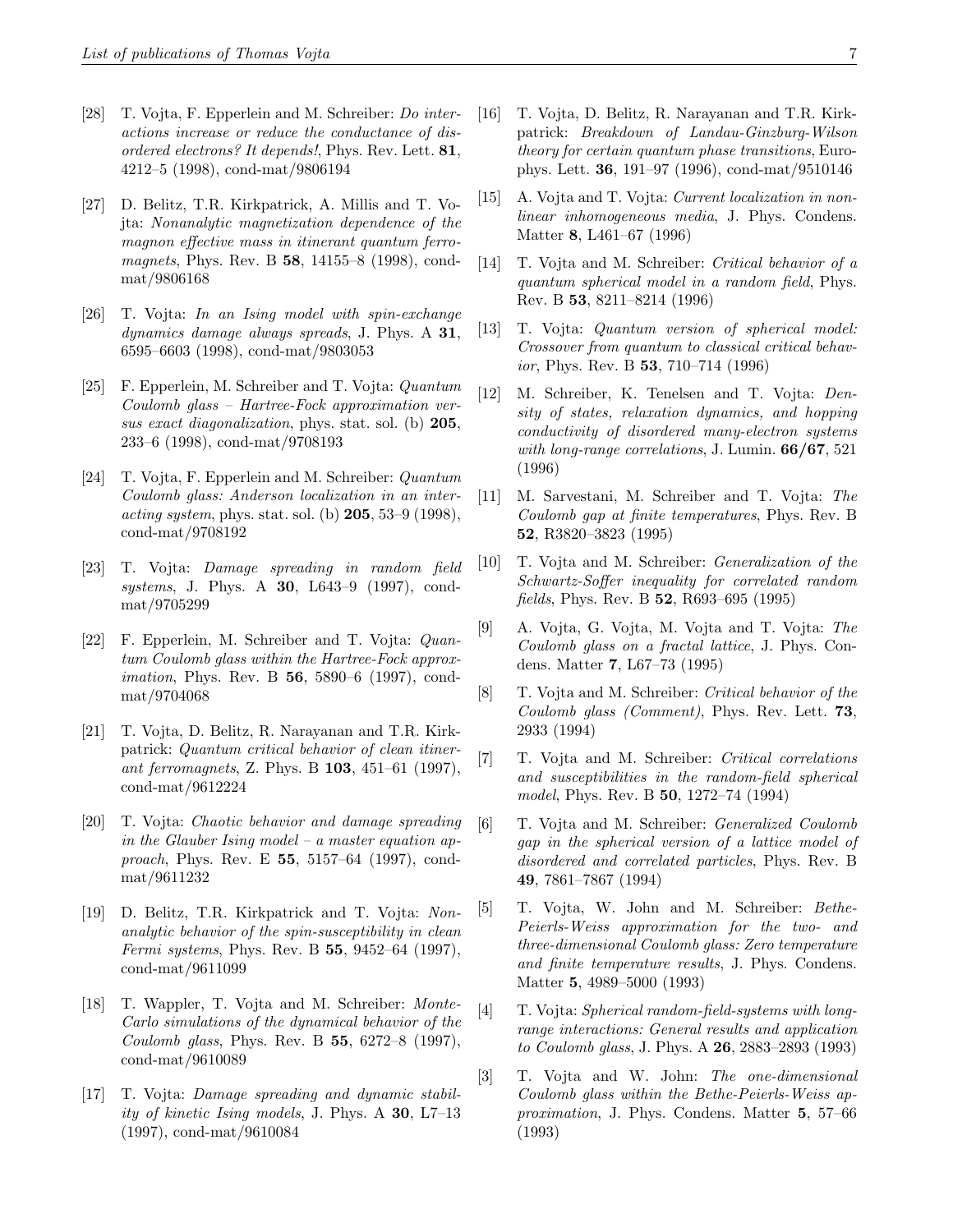[28] T. Vojta, F. Epperlein and M. Schreiber: *Do interactions increase or reduce the conductance of disordered electrons? It depends!*, Phys. Rev. Lett. **81**, 4212–5 (1998), cond-mat/9806194

[27] D. Belitz, T.R. Kirkpatrick, A. Millis and T. Vojta: *Nonanalytic magnetization dependence of the magnon effective mass in itinerant quantum ferromagnets*, Phys. Rev. B **58**, 14155–8 (1998), cond-mat/9806168

[26] T. Vojta: *In an Ising model with spin-exchange dynamics damage always spreads*, J. Phys. A **31**, 6595–6603 (1998), cond-mat/9803053

[25] F. Epperlein, M. Schreiber and T. Vojta: *Quantum Coulomb glass – Hartree-Fock approximation versus exact diagonalization*, phys. stat. sol. (b) **205**, 233–6 (1998), cond-mat/9708193

[24] T. Vojta, F. Epperlein and M. Schreiber: *Quantum Coulomb glass: Anderson localization in an interacting system*, phys. stat. sol. (b) **205**, 53–9 (1998), cond-mat/9708192

[23] T. Vojta: *Damage spreading in random field systems*, J. Phys. A **30**, L643–9 (1997), cond-mat/9705299

[22] F. Epperlein, M. Schreiber and T. Vojta: *Quantum Coulomb glass within the Hartree-Fock approximation*, Phys. Rev. B **56**, 5890–6 (1997), cond-mat/9704068

[21] T. Vojta, D. Belitz, R. Narayanan and T.R. Kirkpatrick: *Quantum critical behavior of clean itinerant ferromagnets*, Z. Phys. B **103**, 451–61 (1997), cond-mat/9612224

[20] T. Vojta: *Chaotic behavior and damage spreading in the Glauber Ising model – a master equation approach*, Phys. Rev. E **55**, 5157–64 (1997), cond-mat/9611232

[19] D. Belitz, T.R. Kirkpatrick and T. Vojta: *Nonanalytic behavior of the spin-susceptibility in clean Fermi systems*, Phys. Rev. B **55**, 9452–64 (1997), cond-mat/9611099

[18] T. Wappler, T. Vojta and M. Schreiber: *Monte-Carlo simulations of the dynamical behavior of the Coulomb glass*, Phys. Rev. B **55**, 6272–8 (1997), cond-mat/9610089

[17] T. Vojta: *Damage spreading and dynamic stability of kinetic Ising models*, J. Phys. A **30**, L7–13 (1997), cond-mat/9610084

[16] T. Vojta, D. Belitz, R. Narayanan and T.R. Kirkpatrick: *Breakdown of Landau-Ginzburg-Wilson theory for certain quantum phase transitions*, Europhys. Lett. **36**, 191–97 (1996), cond-mat/9510146

[15] A. Vojta and T. Vojta: *Current localization in nonlinear inhomogeneous media*, J. Phys. Condens. Matter **8**, L461–67 (1996)

[14] T. Vojta and M. Schreiber: *Critical behavior of a quantum spherical model in a random field*, Phys. Rev. B **53**, 8211–8214 (1996)

[13] T. Vojta: *Quantum version of spherical model: Crossover from quantum to classical critical behavior*, Phys. Rev. B **53**, 710–714 (1996)

[12] M. Schreiber, K. Tenelsen and T. Vojta: *Density of states, relaxation dynamics, and hopping conductivity of disordered many-electron systems with long-range correlations*, J. Lumin. **66/67**, 521 (1996)

[11] M. Sarvestani, M. Schreiber and T. Vojta: *The Coulomb gap at finite temperatures*, Phys. Rev. B **52**, R3820–3823 (1995)

[10] T. Vojta and M. Schreiber: *Generalization of the Schwartz-Soffer inequality for correlated random fields*, Phys. Rev. B **52**, R693–695 (1995)

[9] A. Vojta, G. Vojta, M. Vojta and T. Vojta: *The Coulomb glass on a fractal lattice*, J. Phys. Condens. Matter **7**, L67–73 (1995)

[8] T. Vojta and M. Schreiber: *Critical behavior of the Coulomb glass (Comment)*, Phys. Rev. Lett. **73**, 2933 (1994)

[7] T. Vojta and M. Schreiber: *Critical correlations and susceptibilities in the random-field spherical model*, Phys. Rev. B **50**, 1272–74 (1994)

[6] T. Vojta and M. Schreiber: *Generalized Coulomb gap in the spherical version of a lattice model of disordered and correlated particles*, Phys. Rev. B **49**, 7861–7867 (1994)

[5] T. Vojta, W. John and M. Schreiber: *Bethe-Peierls-Weiss approximation for the two- and three-dimensional Coulomb glass: Zero temperature and finite temperature results*, J. Phys. Condens. Matter **5**, 4989–5000 (1993)

[4] T. Vojta: *Spherical random-field-systems with long-range interactions: General results and application to Coulomb glass*, J. Phys. A **26**, 2883–2893 (1993)

[3] T. Vojta and W. John: *The one-dimensional Coulomb glass within the Bethe-Peierls-Weiss approximation*, J. Phys. Condens. Matter **5**, 57–66 (1993)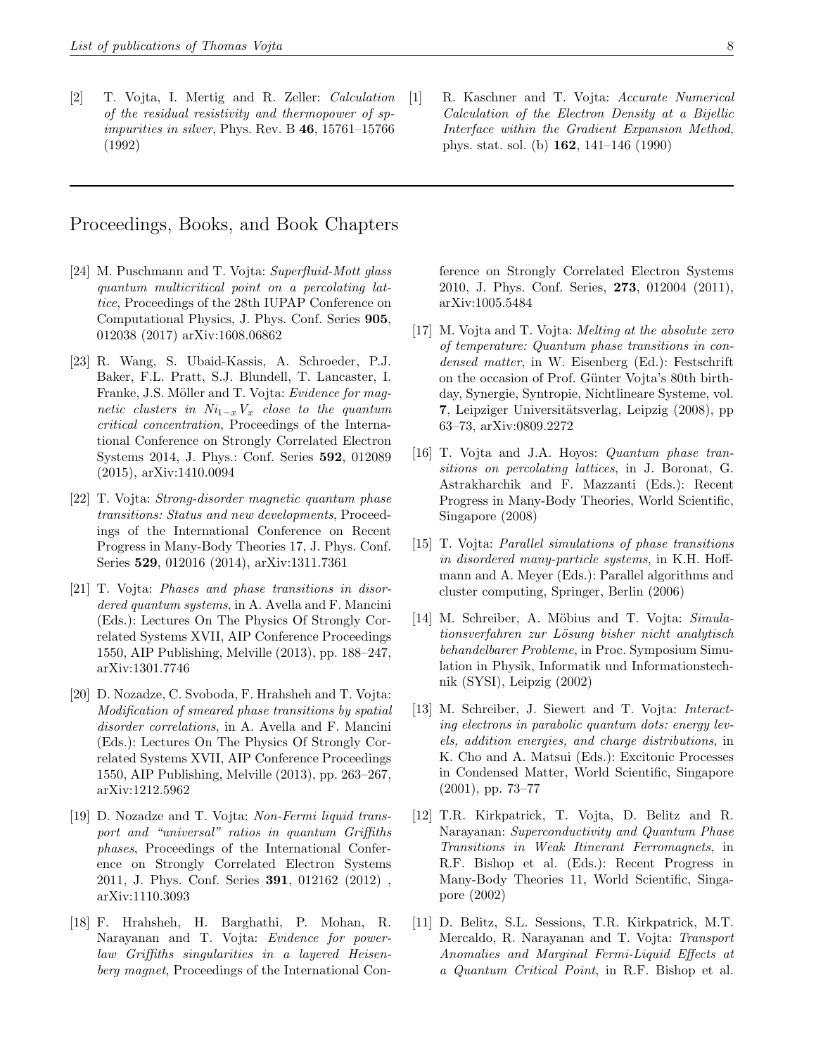[2] T. Vojta, I. Mertig and R. Zeller: *Calculation of the residual resistivity and thermopower of sp-impurities in silver*, Phys. Rev. B **46**, 15761–15766 (1992)

[1] R. Kaschner and T. Vojta: *Accurate Numerical Calculation of the Electron Density at a Bijellic Interface within the Gradient Expansion Method*, phys. stat. sol. (b) **162**, 141–146 (1990)

---

## Proceedings, Books, and Book Chapters

[24] M. Puschmann and T. Vojta: *Superfluid-Mott glass quantum multicritical point on a percolating lattice*, Proceedings of the 28th IUPAP Conference on Computational Physics, J. Phys. Conf. Series **905**, 012038 (2017) arXiv:1608.06862

[23] R. Wang, S. Ubaid-Kassis, A. Schroeder, P.J. Baker, F.L. Pratt, S.J. Blundell, T. Lancaster, I. Franke, J.S. Möller and T. Vojta: *Evidence for magnetic clusters in $Ni_{1-x}V_x$ close to the quantum critical concentration*, Proceedings of the International Conference on Strongly Correlated Electron Systems 2014, J. Phys.: Conf. Series **592**, 012089 (2015), arXiv:1410.0094

[22] T. Vojta: *Strong-disorder magnetic quantum phase transitions: Status and new developments*, Proceedings of the International Conference on Recent Progress in Many-Body Theories 17, J. Phys. Conf. Series **529**, 012016 (2014), arXiv:1311.7361

[21] T. Vojta: *Phases and phase transitions in disordered quantum systems*, in A. Avella and F. Mancini (Eds.): Lectures On The Physics Of Strongly Correlated Systems XVII, AIP Conference Proceedings 1550, AIP Publishing, Melville (2013), pp. 188–247, arXiv:1301.7746

[20] D. Nozadze, C. Svoboda, F. Hrahsheh and T. Vojta: *Modification of smeared phase transitions by spatial disorder correlations*, in A. Avella and F. Mancini (Eds.): Lectures On The Physics Of Strongly Correlated Systems XVII, AIP Conference Proceedings 1550, AIP Publishing, Melville (2013), pp. 263–267, arXiv:1212.5962

[19] D. Nozadze and T. Vojta: *Non-Fermi liquid transport and "universal" ratios in quantum Griffiths phases*, Proceedings of the International Conference on Strongly Correlated Electron Systems 2011, J. Phys. Conf. Series **391**, 012162 (2012) , arXiv:1110.3093

[18] F. Hrahsheh, H. Barghathi, P. Mohan, R. Narayanan and T. Vojta: *Evidence for power-law Griffiths singularities in a layered Heisenberg magnet*, Proceedings of the International Conference on Strongly Correlated Electron Systems 2010, J. Phys. Conf. Series, **273**, 012004 (2011), arXiv:1005.5484

[17] M. Vojta and T. Vojta: *Melting at the absolute zero of temperature: Quantum phase transitions in condensed matter*, in W. Eisenberg (Ed.): Festschrift on the occasion of Prof. Günter Vojta's 80th birthday, Synergie, Syntropie, Nichtlineare Systeme, vol. **7**, Leipziger Universitätsverlag, Leipzig (2008), pp 63–73, arXiv:0809.2272

[16] T. Vojta and J.A. Hoyos: *Quantum phase transitions on percolating lattices*, in J. Boronat, G. Astrakharchik and F. Mazzanti (Eds.): Recent Progress in Many-Body Theories, World Scientific, Singapore (2008)

[15] T. Vojta: *Parallel simulations of phase transitions in disordered many-particle systems*, in K.H. Hoffmann and A. Meyer (Eds.): Parallel algorithms and cluster computing, Springer, Berlin (2006)

[14] M. Schreiber, A. Möbius and T. Vojta: *Simulationsverfahren zur Lösung bisher nicht analytisch behandelbarer Probleme*, in Proc. Symposium Simulation in Physik, Informatik und Informationstechnik (SYSI), Leipzig (2002)

[13] M. Schreiber, J. Siewert and T. Vojta: *Interacting electrons in parabolic quantum dots: energy levels, addition energies, and charge distributions*, in K. Cho and A. Matsui (Eds.): Excitonic Processes in Condensed Matter, World Scientific, Singapore (2001), pp. 73–77

[12] T.R. Kirkpatrick, T. Vojta, D. Belitz and R. Narayanan: *Superconductivity and Quantum Phase Transitions in Weak Itinerant Ferromagnets*, in R.F. Bishop et al. (Eds.): Recent Progress in Many-Body Theories 11, World Scientific, Singapore (2002)

[11] D. Belitz, S.L. Sessions, T.R. Kirkpatrick, M.T. Mercaldo, R. Narayanan and T. Vojta: *Transport Anomalies and Marginal Fermi-Liquid Effects at a Quantum Critical Point*, in R.F. Bishop et al.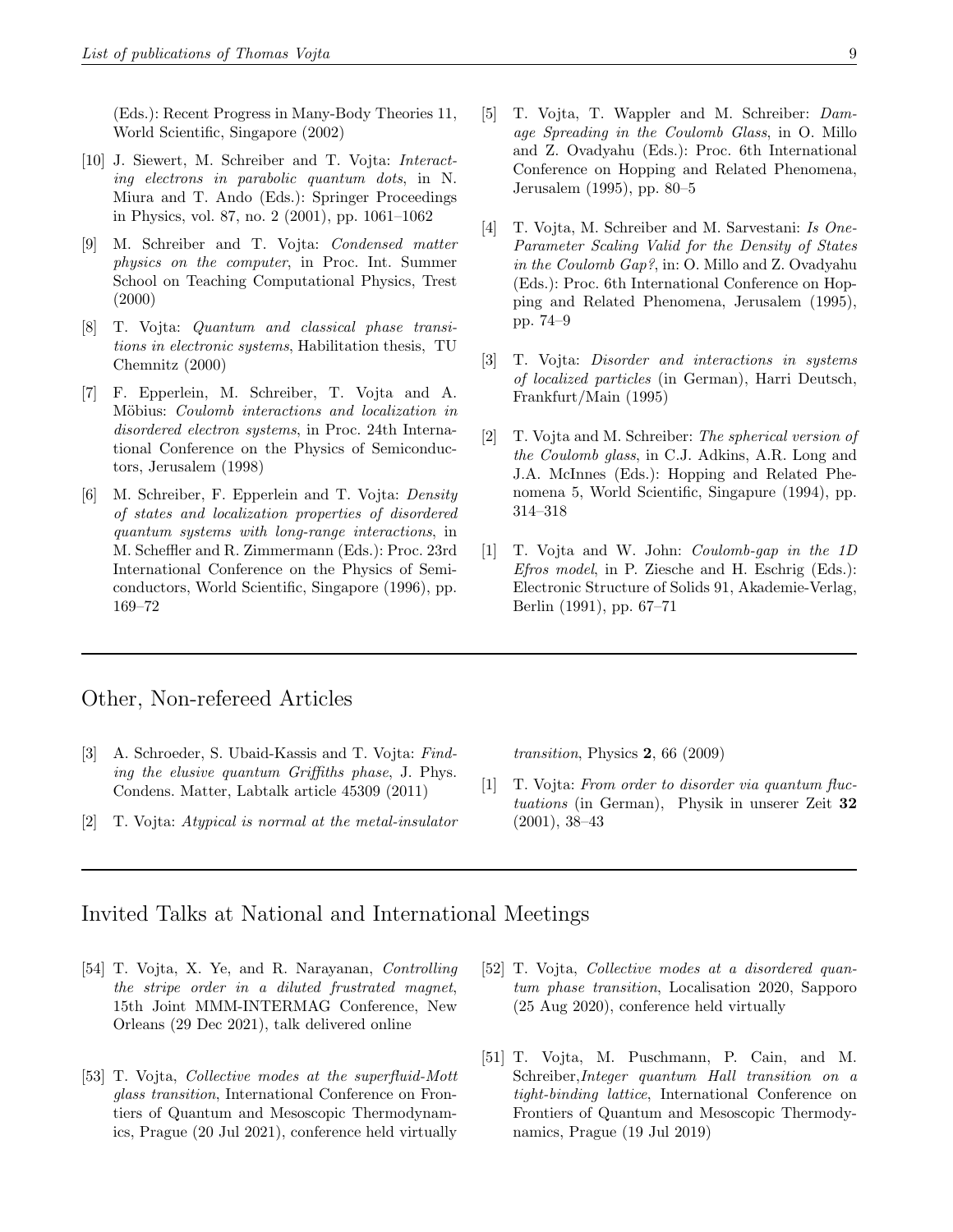(Eds.): Recent Progress in Many-Body Theories 11, World Scientific, Singapore (2002)

[10] J. Siewert, M. Schreiber and T. Vojta: *Interacting electrons in parabolic quantum dots*, in N. Miura and T. Ando (Eds.): Springer Proceedings in Physics, vol. 87, no. 2 (2001), pp. 1061–1062

[9] M. Schreiber and T. Vojta: *Condensed matter physics on the computer*, in Proc. Int. Summer School on Teaching Computational Physics, Trest (2000)

[8] T. Vojta: *Quantum and classical phase transitions in electronic systems*, Habilitation thesis, TU Chemnitz (2000)

[7] F. Epperlein, M. Schreiber, T. Vojta and A. Möbius: *Coulomb interactions and localization in disordered electron systems*, in Proc. 24th International Conference on the Physics of Semiconductors, Jerusalem (1998)

[6] M. Schreiber, F. Epperlein and T. Vojta: *Density of states and localization properties of disordered quantum systems with long-range interactions*, in M. Scheffler and R. Zimmermann (Eds.): Proc. 23rd International Conference on the Physics of Semiconductors, World Scientific, Singapore (1996), pp. 169–72

[5] T. Vojta, T. Wappler and M. Schreiber: *Damage Spreading in the Coulomb Glass*, in O. Millo and Z. Ovadyahu (Eds.): Proc. 6th International Conference on Hopping and Related Phenomena, Jerusalem (1995), pp. 80–5

[4] T. Vojta, M. Schreiber and M. Sarvestani: *Is One-Parameter Scaling Valid for the Density of States in the Coulomb Gap?*, in: O. Millo and Z. Ovadyahu (Eds.): Proc. 6th International Conference on Hopping and Related Phenomena, Jerusalem (1995), pp. 74–9

[3] T. Vojta: *Disorder and interactions in systems of localized particles* (in German), Harri Deutsch, Frankfurt/Main (1995)

[2] T. Vojta and M. Schreiber: *The spherical version of the Coulomb glass*, in C.J. Adkins, A.R. Long and J.A. McInnes (Eds.): Hopping and Related Phenomena 5, World Scientific, Singapure (1994), pp. 314–318

[1] T. Vojta and W. John: *Coulomb-gap in the 1D Efros model*, in P. Ziesche and H. Eschrig (Eds.): Electronic Structure of Solids 91, Akademie-Verlag, Berlin (1991), pp. 67–71

## Other, Non-refereed Articles

[3] A. Schroeder, S. Ubaid-Kassis and T. Vojta: *Finding the elusive quantum Griffiths phase*, J. Phys. Condens. Matter, Labtalk article 45309 (2011)

[2] T. Vojta: *Atypical is normal at the metal-insulator transition*, Physics **2**, 66 (2009)

[1] T. Vojta: *From order to disorder via quantum fluctuations* (in German), Physik in unserer Zeit **32** (2001), 38–43

## Invited Talks at National and International Meetings

[54] T. Vojta, X. Ye, and R. Narayanan, *Controlling the stripe order in a diluted frustrated magnet*, 15th Joint MMM-INTERMAG Conference, New Orleans (29 Dec 2021), talk delivered online

[53] T. Vojta, *Collective modes at the superfluid-Mott glass transition*, International Conference on Frontiers of Quantum and Mesoscopic Thermodynamics, Prague (20 Jul 2021), conference held virtually

[52] T. Vojta, *Collective modes at a disordered quantum phase transition*, Localisation 2020, Sapporo (25 Aug 2020), conference held virtually

[51] T. Vojta, M. Puschmann, P. Cain, and M. Schreiber,*Integer quantum Hall transition on a tight-binding lattice*, International Conference on Frontiers of Quantum and Mesoscopic Thermodynamics, Prague (19 Jul 2019)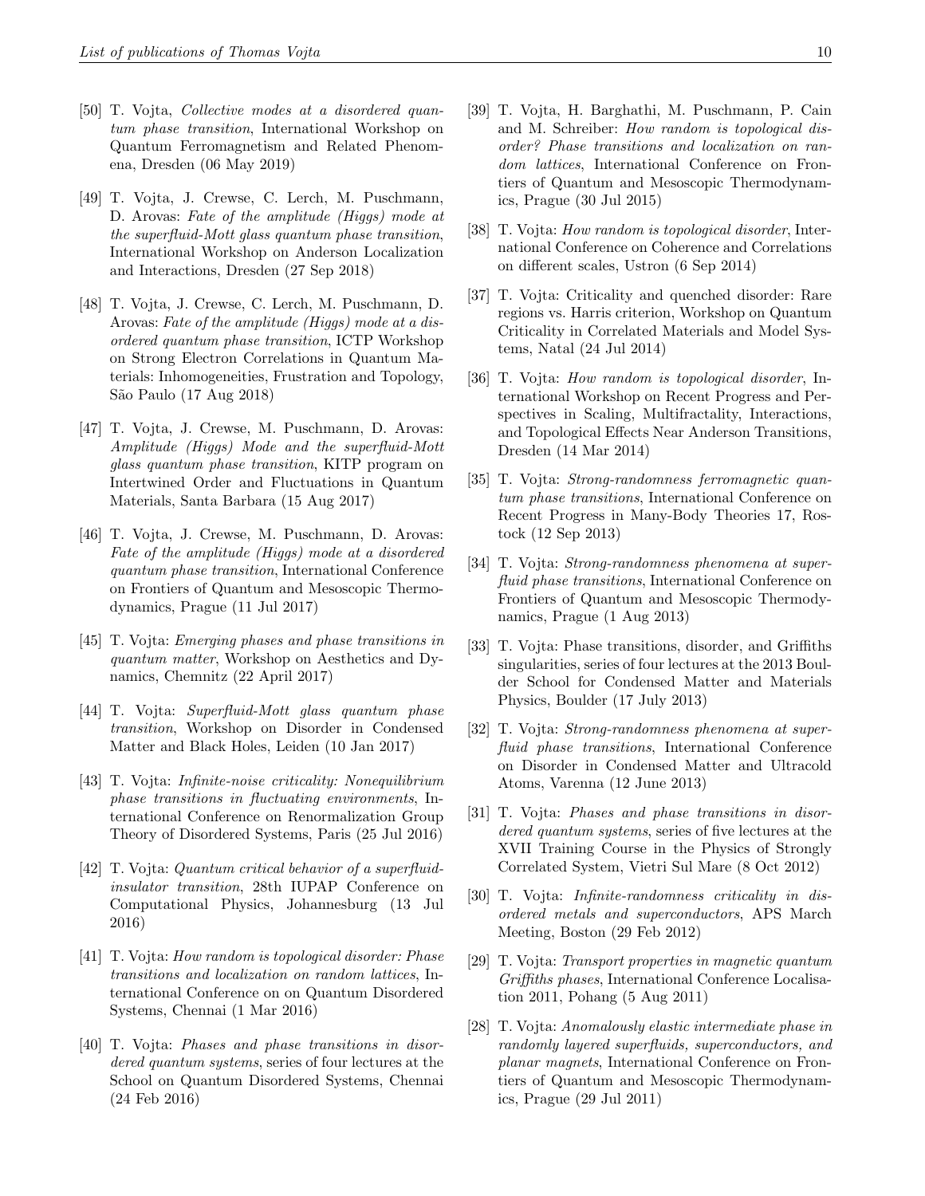[50] T. Vojta, *Collective modes at a disordered quantum phase transition*, International Workshop on Quantum Ferromagnetism and Related Phenomena, Dresden (06 May 2019)

[49] T. Vojta, J. Crewse, C. Lerch, M. Puschmann, D. Arovas: *Fate of the amplitude (Higgs) mode at the superfluid-Mott glass quantum phase transition*, International Workshop on Anderson Localization and Interactions, Dresden (27 Sep 2018)

[48] T. Vojta, J. Crewse, C. Lerch, M. Puschmann, D. Arovas: *Fate of the amplitude (Higgs) mode at a disordered quantum phase transition*, ICTP Workshop on Strong Electron Correlations in Quantum Materials: Inhomogeneities, Frustration and Topology, São Paulo (17 Aug 2018)

[47] T. Vojta, J. Crewse, M. Puschmann, D. Arovas: *Amplitude (Higgs) Mode and the superfluid-Mott glass quantum phase transition*, KITP program on Intertwined Order and Fluctuations in Quantum Materials, Santa Barbara (15 Aug 2017)

[46] T. Vojta, J. Crewse, M. Puschmann, D. Arovas: *Fate of the amplitude (Higgs) mode at a disordered quantum phase transition*, International Conference on Frontiers of Quantum and Mesoscopic Thermodynamics, Prague (11 Jul 2017)

[45] T. Vojta: *Emerging phases and phase transitions in quantum matter*, Workshop on Aesthetics and Dynamics, Chemnitz (22 April 2017)

[44] T. Vojta: *Superfluid-Mott glass quantum phase transition*, Workshop on Disorder in Condensed Matter and Black Holes, Leiden (10 Jan 2017)

[43] T. Vojta: *Infinite-noise criticality: Nonequilibrium phase transitions in fluctuating environments*, International Conference on Renormalization Group Theory of Disordered Systems, Paris (25 Jul 2016)

[42] T. Vojta: *Quantum critical behavior of a superfluid-insulator transition*, 28th IUPAP Conference on Computational Physics, Johannesburg (13 Jul 2016)

[41] T. Vojta: *How random is topological disorder: Phase transitions and localization on random lattices*, International Conference on on Quantum Disordered Systems, Chennai (1 Mar 2016)

[40] T. Vojta: *Phases and phase transitions in disordered quantum systems*, series of four lectures at the School on Quantum Disordered Systems, Chennai (24 Feb 2016)

[39] T. Vojta, H. Barghathi, M. Puschmann, P. Cain and M. Schreiber: *How random is topological disorder? Phase transitions and localization on random lattices*, International Conference on Frontiers of Quantum and Mesoscopic Thermodynamics, Prague (30 Jul 2015)

[38] T. Vojta: *How random is topological disorder*, International Conference on Coherence and Correlations on different scales, Ustron (6 Sep 2014)

[37] T. Vojta: Criticality and quenched disorder: Rare regions vs. Harris criterion, Workshop on Quantum Criticality in Correlated Materials and Model Systems, Natal (24 Jul 2014)

[36] T. Vojta: *How random is topological disorder*, International Workshop on Recent Progress and Perspectives in Scaling, Multifractality, Interactions, and Topological Effects Near Anderson Transitions, Dresden (14 Mar 2014)

[35] T. Vojta: *Strong-randomness ferromagnetic quantum phase transitions*, International Conference on Recent Progress in Many-Body Theories 17, Rostock (12 Sep 2013)

[34] T. Vojta: *Strong-randomness phenomena at superfluid phase transitions*, International Conference on Frontiers of Quantum and Mesoscopic Thermodynamics, Prague (1 Aug 2013)

[33] T. Vojta: Phase transitions, disorder, and Griffiths singularities, series of four lectures at the 2013 Boulder School for Condensed Matter and Materials Physics, Boulder (17 July 2013)

[32] T. Vojta: *Strong-randomness phenomena at superfluid phase transitions*, International Conference on Disorder in Condensed Matter and Ultracold Atoms, Varenna (12 June 2013)

[31] T. Vojta: *Phases and phase transitions in disordered quantum systems*, series of five lectures at the XVII Training Course in the Physics of Strongly Correlated System, Vietri Sul Mare (8 Oct 2012)

[30] T. Vojta: *Infinite-randomness criticality in disordered metals and superconductors*, APS March Meeting, Boston (29 Feb 2012)

[29] T. Vojta: *Transport properties in magnetic quantum Griffiths phases*, International Conference Localisation 2011, Pohang (5 Aug 2011)

[28] T. Vojta: *Anomalously elastic intermediate phase in randomly layered superfluids, superconductors, and planar magnets*, International Conference on Frontiers of Quantum and Mesoscopic Thermodynamics, Prague (29 Jul 2011)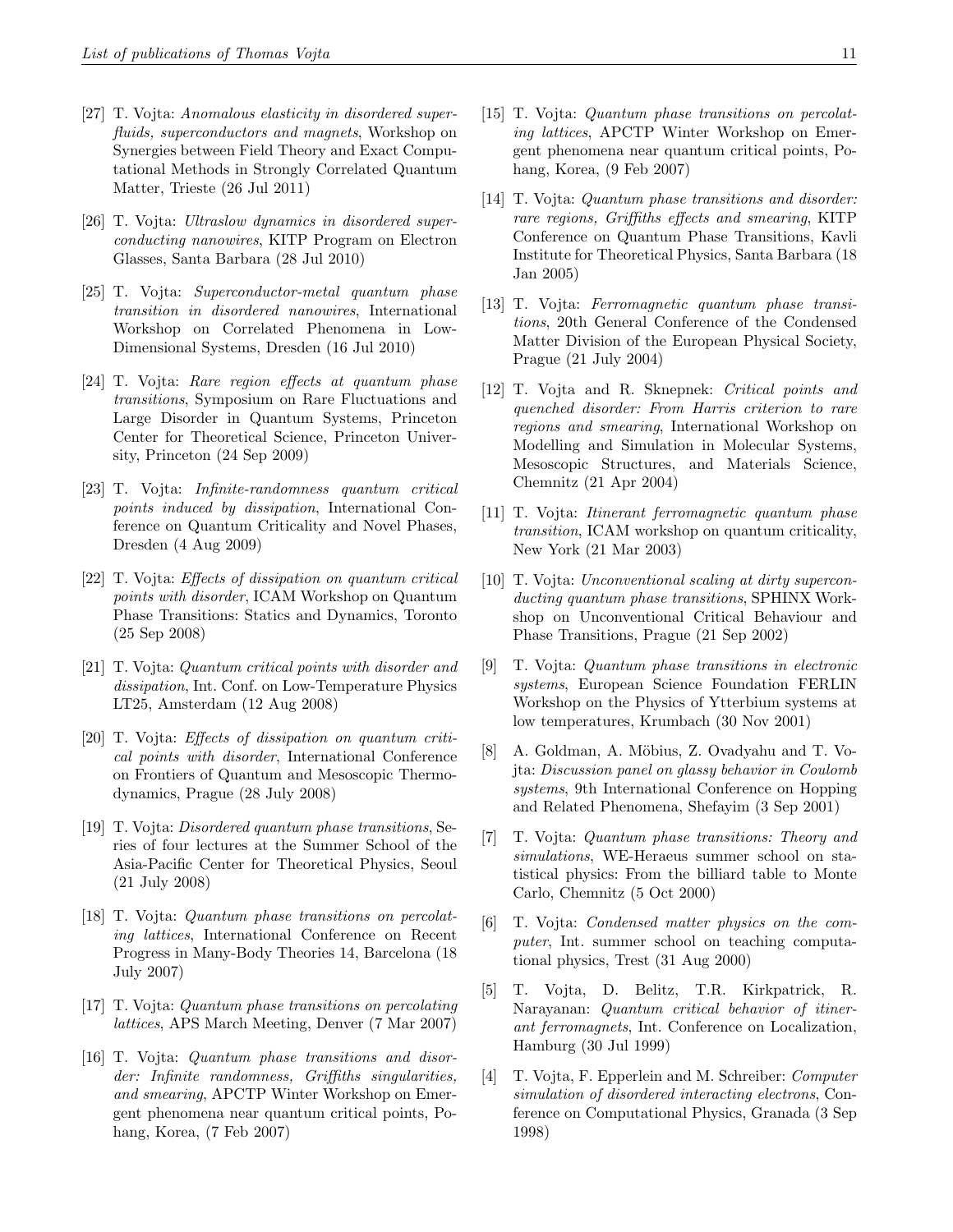[27] T. Vojta: *Anomalous elasticity in disordered superfluids, superconductors and magnets*, Workshop on Synergies between Field Theory and Exact Computational Methods in Strongly Correlated Quantum Matter, Trieste (26 Jul 2011)

[26] T. Vojta: *Ultraslow dynamics in disordered superconducting nanowires*, KITP Program on Electron Glasses, Santa Barbara (28 Jul 2010)

[25] T. Vojta: *Superconductor-metal quantum phase transition in disordered nanowires*, International Workshop on Correlated Phenomena in Low-Dimensional Systems, Dresden (16 Jul 2010)

[24] T. Vojta: *Rare region effects at quantum phase transitions*, Symposium on Rare Fluctuations and Large Disorder in Quantum Systems, Princeton Center for Theoretical Science, Princeton University, Princeton (24 Sep 2009)

[23] T. Vojta: *Infinite-randomness quantum critical points induced by dissipation*, International Conference on Quantum Criticality and Novel Phases, Dresden (4 Aug 2009)

[22] T. Vojta: *Effects of dissipation on quantum critical points with disorder*, ICAM Workshop on Quantum Phase Transitions: Statics and Dynamics, Toronto (25 Sep 2008)

[21] T. Vojta: *Quantum critical points with disorder and dissipation*, Int. Conf. on Low-Temperature Physics LT25, Amsterdam (12 Aug 2008)

[20] T. Vojta: *Effects of dissipation on quantum critical points with disorder*, International Conference on Frontiers of Quantum and Mesoscopic Thermodynamics, Prague (28 July 2008)

[19] T. Vojta: *Disordered quantum phase transitions*, Series of four lectures at the Summer School of the Asia-Pacific Center for Theoretical Physics, Seoul (21 July 2008)

[18] T. Vojta: *Quantum phase transitions on percolating lattices*, International Conference on Recent Progress in Many-Body Theories 14, Barcelona (18 July 2007)

[17] T. Vojta: *Quantum phase transitions on percolating lattices*, APS March Meeting, Denver (7 Mar 2007)

[16] T. Vojta: *Quantum phase transitions and disorder: Infinite randomness, Griffiths singularities, and smearing*, APCTP Winter Workshop on Emergent phenomena near quantum critical points, Pohang, Korea, (7 Feb 2007)

[15] T. Vojta: *Quantum phase transitions on percolating lattices*, APCTP Winter Workshop on Emergent phenomena near quantum critical points, Pohang, Korea, (9 Feb 2007)

[14] T. Vojta: *Quantum phase transitions and disorder: rare regions, Griffiths effects and smearing*, KITP Conference on Quantum Phase Transitions, Kavli Institute for Theoretical Physics, Santa Barbara (18 Jan 2005)

[13] T. Vojta: *Ferromagnetic quantum phase transitions*, 20th General Conference of the Condensed Matter Division of the European Physical Society, Prague (21 July 2004)

[12] T. Vojta and R. Sknepnek: *Critical points and quenched disorder: From Harris criterion to rare regions and smearing*, International Workshop on Modelling and Simulation in Molecular Systems, Mesoscopic Structures, and Materials Science, Chemnitz (21 Apr 2004)

[11] T. Vojta: *Itinerant ferromagnetic quantum phase transition*, ICAM workshop on quantum criticality, New York (21 Mar 2003)

[10] T. Vojta: *Unconventional scaling at dirty superconducting quantum phase transitions*, SPHINX Workshop on Unconventional Critical Behaviour and Phase Transitions, Prague (21 Sep 2002)

[9] T. Vojta: *Quantum phase transitions in electronic systems*, European Science Foundation FERLIN Workshop on the Physics of Ytterbium systems at low temperatures, Krumbach (30 Nov 2001)

[8] A. Goldman, A. Möbius, Z. Ovadyahu and T. Vojta: *Discussion panel on glassy behavior in Coulomb systems*, 9th International Conference on Hopping and Related Phenomena, Shefayim (3 Sep 2001)

[7] T. Vojta: *Quantum phase transitions: Theory and simulations*, WE-Heraeus summer school on statistical physics: From the billiard table to Monte Carlo, Chemnitz (5 Oct 2000)

[6] T. Vojta: *Condensed matter physics on the computer*, Int. summer school on teaching computational physics, Trest (31 Aug 2000)

[5] T. Vojta, D. Belitz, T.R. Kirkpatrick, R. Narayanan: *Quantum critical behavior of itinerant ferromagnets*, Int. Conference on Localization, Hamburg (30 Jul 1999)

[4] T. Vojta, F. Epperlein and M. Schreiber: *Computer simulation of disordered interacting electrons*, Conference on Computational Physics, Granada (3 Sep 1998)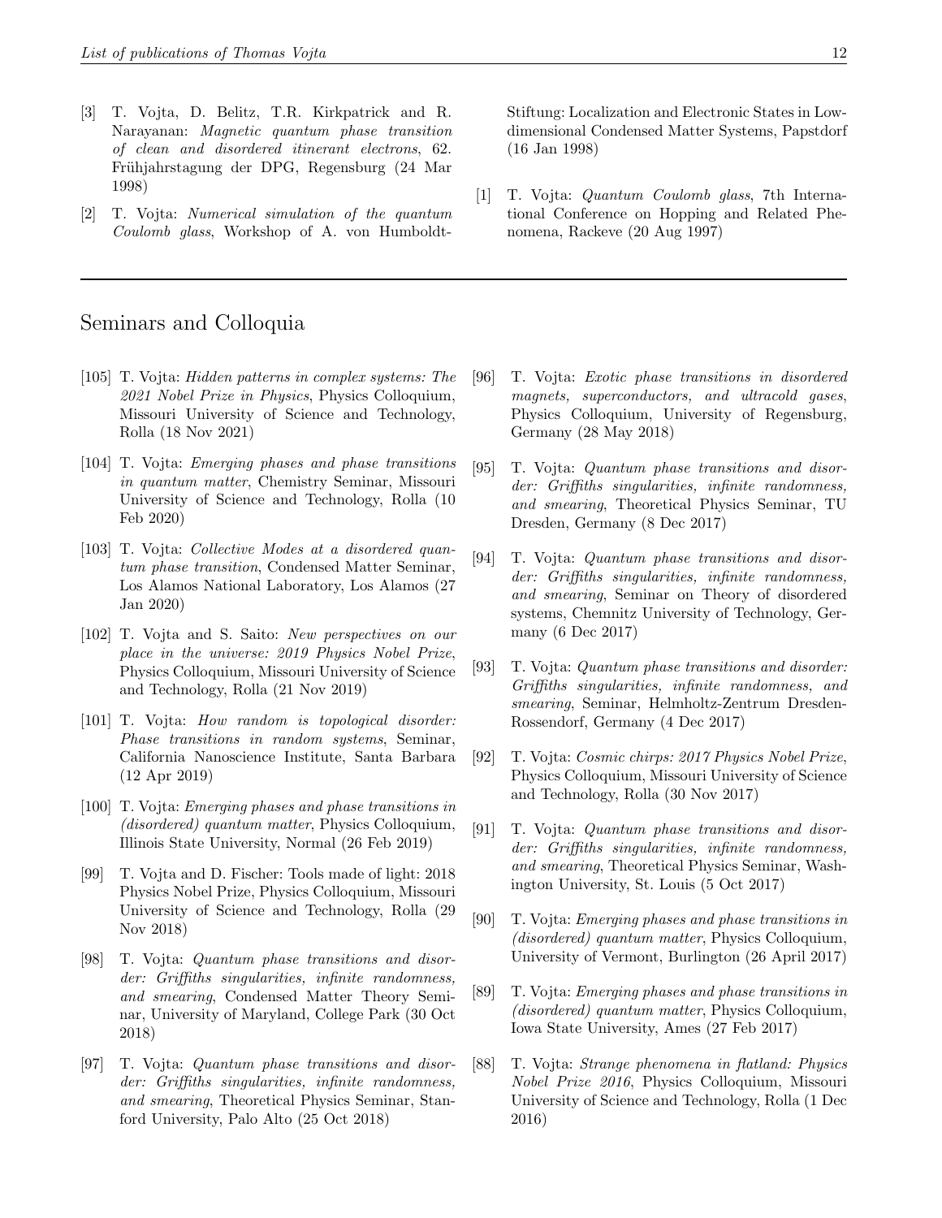[3] T. Vojta, D. Belitz, T.R. Kirkpatrick and R. Narayanan: *Magnetic quantum phase transition of clean and disordered itinerant electrons*, 62. Frühjahrstagung der DPG, Regensburg (24 Mar 1998)

[2] T. Vojta: *Numerical simulation of the quantum Coulomb glass*, Workshop of A. von Humboldt-Stiftung: Localization and Electronic States in Low-dimensional Condensed Matter Systems, Papstdorf (16 Jan 1998)

[1] T. Vojta: *Quantum Coulomb glass*, 7th International Conference on Hopping and Related Phenomena, Rackeve (20 Aug 1997)

---

## Seminars and Colloquia

[105] T. Vojta: *Hidden patterns in complex systems: The 2021 Nobel Prize in Physics*, Physics Colloquium, Missouri University of Science and Technology, Rolla (18 Nov 2021)

[104] T. Vojta: *Emerging phases and phase transitions in quantum matter*, Chemistry Seminar, Missouri University of Science and Technology, Rolla (10 Feb 2020)

[103] T. Vojta: *Collective Modes at a disordered quantum phase transition*, Condensed Matter Seminar, Los Alamos National Laboratory, Los Alamos (27 Jan 2020)

[102] T. Vojta and S. Saito: *New perspectives on our place in the universe: 2019 Physics Nobel Prize*, Physics Colloquium, Missouri University of Science and Technology, Rolla (21 Nov 2019)

[101] T. Vojta: *How random is topological disorder: Phase transitions in random systems*, Seminar, California Nanoscience Institute, Santa Barbara (12 Apr 2019)

[100] T. Vojta: *Emerging phases and phase transitions in (disordered) quantum matter*, Physics Colloquium, Illinois State University, Normal (26 Feb 2019)

[99] T. Vojta and D. Fischer: Tools made of light: 2018 Physics Nobel Prize, Physics Colloquium, Missouri University of Science and Technology, Rolla (29 Nov 2018)

[98] T. Vojta: *Quantum phase transitions and disorder: Griffiths singularities, infinite randomness, and smearing*, Condensed Matter Theory Seminar, University of Maryland, College Park (30 Oct 2018)

[97] T. Vojta: *Quantum phase transitions and disorder: Griffiths singularities, infinite randomness, and smearing*, Theoretical Physics Seminar, Stanford University, Palo Alto (25 Oct 2018)

[96] T. Vojta: *Exotic phase transitions in disordered magnets, superconductors, and ultracold gases*, Physics Colloquium, University of Regensburg, Germany (28 May 2018)

[95] T. Vojta: *Quantum phase transitions and disorder: Griffiths singularities, infinite randomness, and smearing*, Theoretical Physics Seminar, TU Dresden, Germany (8 Dec 2017)

[94] T. Vojta: *Quantum phase transitions and disorder: Griffiths singularities, infinite randomness, and smearing*, Seminar on Theory of disordered systems, Chemnitz University of Technology, Germany (6 Dec 2017)

[93] T. Vojta: *Quantum phase transitions and disorder: Griffiths singularities, infinite randomness, and smearing*, Seminar, Helmholtz-Zentrum Dresden-Rossendorf, Germany (4 Dec 2017)

[92] T. Vojta: *Cosmic chirps: 2017 Physics Nobel Prize*, Physics Colloquium, Missouri University of Science and Technology, Rolla (30 Nov 2017)

[91] T. Vojta: *Quantum phase transitions and disorder: Griffiths singularities, infinite randomness, and smearing*, Theoretical Physics Seminar, Washington University, St. Louis (5 Oct 2017)

[90] T. Vojta: *Emerging phases and phase transitions in (disordered) quantum matter*, Physics Colloquium, University of Vermont, Burlington (26 April 2017)

[89] T. Vojta: *Emerging phases and phase transitions in (disordered) quantum matter*, Physics Colloquium, Iowa State University, Ames (27 Feb 2017)

[88] T. Vojta: *Strange phenomena in flatland: Physics Nobel Prize 2016*, Physics Colloquium, Missouri University of Science and Technology, Rolla (1 Dec 2016)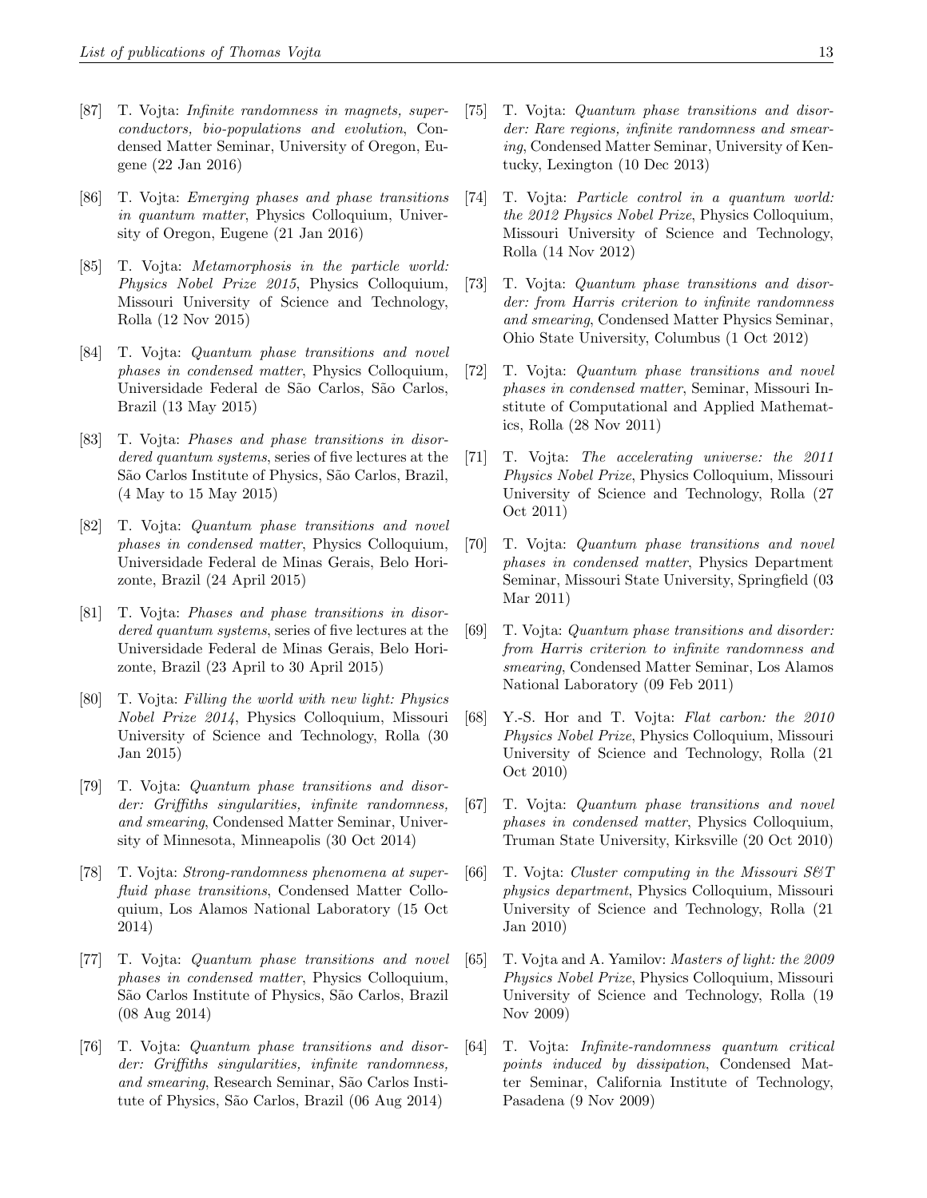[87] T. Vojta: *Infinite randomness in magnets, superconductors, bio-populations and evolution*, Condensed Matter Seminar, University of Oregon, Eugene (22 Jan 2016)

[86] T. Vojta: *Emerging phases and phase transitions in quantum matter*, Physics Colloquium, University of Oregon, Eugene (21 Jan 2016)

[85] T. Vojta: *Metamorphosis in the particle world: Physics Nobel Prize 2015*, Physics Colloquium, Missouri University of Science and Technology, Rolla (12 Nov 2015)

[84] T. Vojta: *Quantum phase transitions and novel phases in condensed matter*, Physics Colloquium, Universidade Federal de São Carlos, São Carlos, Brazil (13 May 2015)

[83] T. Vojta: *Phases and phase transitions in disordered quantum systems*, series of five lectures at the São Carlos Institute of Physics, São Carlos, Brazil, (4 May to 15 May 2015)

[82] T. Vojta: *Quantum phase transitions and novel phases in condensed matter*, Physics Colloquium, Universidade Federal de Minas Gerais, Belo Horizonte, Brazil (24 April 2015)

[81] T. Vojta: *Phases and phase transitions in disordered quantum systems*, series of five lectures at the Universidade Federal de Minas Gerais, Belo Horizonte, Brazil (23 April to 30 April 2015)

[80] T. Vojta: *Filling the world with new light: Physics Nobel Prize 2014*, Physics Colloquium, Missouri University of Science and Technology, Rolla (30 Jan 2015)

[79] T. Vojta: *Quantum phase transitions and disorder: Griffiths singularities, infinite randomness, and smearing*, Condensed Matter Seminar, University of Minnesota, Minneapolis (30 Oct 2014)

[78] T. Vojta: *Strong-randomness phenomena at superfluid phase transitions*, Condensed Matter Colloquium, Los Alamos National Laboratory (15 Oct 2014)

[77] T. Vojta: *Quantum phase transitions and novel phases in condensed matter*, Physics Colloquium, São Carlos Institute of Physics, São Carlos, Brazil (08 Aug 2014)

[76] T. Vojta: *Quantum phase transitions and disorder: Griffiths singularities, infinite randomness, and smearing*, Research Seminar, São Carlos Institute of Physics, São Carlos, Brazil (06 Aug 2014)

[75] T. Vojta: *Quantum phase transitions and disorder: Rare regions, infinite randomness and smearing*, Condensed Matter Seminar, University of Kentucky, Lexington (10 Dec 2013)

[74] T. Vojta: *Particle control in a quantum world: the 2012 Physics Nobel Prize*, Physics Colloquium, Missouri University of Science and Technology, Rolla (14 Nov 2012)

[73] T. Vojta: *Quantum phase transitions and disorder: from Harris criterion to infinite randomness and smearing*, Condensed Matter Physics Seminar, Ohio State University, Columbus (1 Oct 2012)

[72] T. Vojta: *Quantum phase transitions and novel phases in condensed matter*, Seminar, Missouri Institute of Computational and Applied Mathematics, Rolla (28 Nov 2011)

[71] T. Vojta: *The accelerating universe: the 2011 Physics Nobel Prize*, Physics Colloquium, Missouri University of Science and Technology, Rolla (27 Oct 2011)

[70] T. Vojta: *Quantum phase transitions and novel phases in condensed matter*, Physics Department Seminar, Missouri State University, Springfield (03 Mar 2011)

[69] T. Vojta: *Quantum phase transitions and disorder: from Harris criterion to infinite randomness and smearing*, Condensed Matter Seminar, Los Alamos National Laboratory (09 Feb 2011)

[68] Y.-S. Hor and T. Vojta: *Flat carbon: the 2010 Physics Nobel Prize*, Physics Colloquium, Missouri University of Science and Technology, Rolla (21 Oct 2010)

[67] T. Vojta: *Quantum phase transitions and novel phases in condensed matter*, Physics Colloquium, Truman State University, Kirksville (20 Oct 2010)

[66] T. Vojta: *Cluster computing in the Missouri S&T physics department*, Physics Colloquium, Missouri University of Science and Technology, Rolla (21 Jan 2010)

[65] T. Vojta and A. Yamilov: *Masters of light: the 2009 Physics Nobel Prize*, Physics Colloquium, Missouri University of Science and Technology, Rolla (19 Nov 2009)

[64] T. Vojta: *Infinite-randomness quantum critical points induced by dissipation*, Condensed Matter Seminar, California Institute of Technology, Pasadena (9 Nov 2009)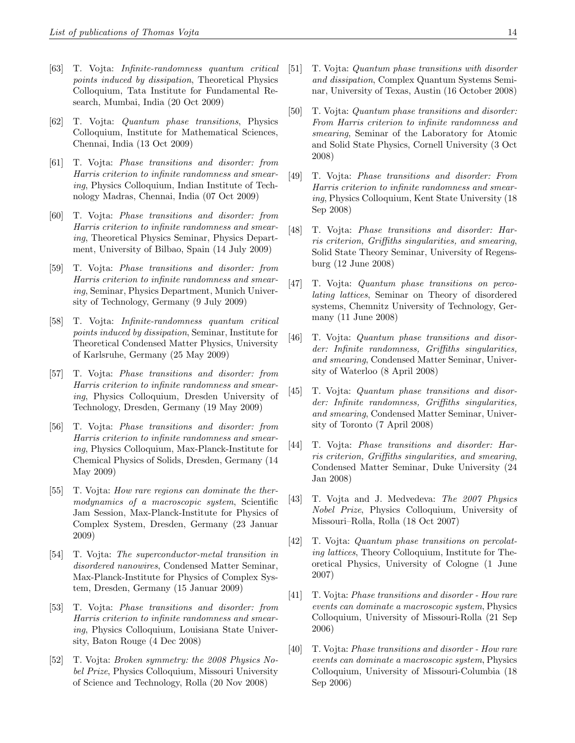[63] T. Vojta: *Infinite-randomness quantum critical points induced by dissipation*, Theoretical Physics Colloquium, Tata Institute for Fundamental Research, Mumbai, India (20 Oct 2009)

[62] T. Vojta: *Quantum phase transitions*, Physics Colloquium, Institute for Mathematical Sciences, Chennai, India (13 Oct 2009)

[61] T. Vojta: *Phase transitions and disorder: from Harris criterion to infinite randomness and smearing*, Physics Colloquium, Indian Institute of Technology Madras, Chennai, India (07 Oct 2009)

[60] T. Vojta: *Phase transitions and disorder: from Harris criterion to infinite randomness and smearing*, Theoretical Physics Seminar, Physics Department, University of Bilbao, Spain (14 July 2009)

[59] T. Vojta: *Phase transitions and disorder: from Harris criterion to infinite randomness and smearing*, Seminar, Physics Department, Munich University of Technology, Germany (9 July 2009)

[58] T. Vojta: *Infinite-randomness quantum critical points induced by dissipation*, Seminar, Institute for Theoretical Condensed Matter Physics, University of Karlsruhe, Germany (25 May 2009)

[57] T. Vojta: *Phase transitions and disorder: from Harris criterion to infinite randomness and smearing*, Physics Colloquium, Dresden University of Technology, Dresden, Germany (19 May 2009)

[56] T. Vojta: *Phase transitions and disorder: from Harris criterion to infinite randomness and smearing*, Physics Colloquium, Max-Planck-Institute for Chemical Physics of Solids, Dresden, Germany (14 May 2009)

[55] T. Vojta: *How rare regions can dominate the thermodynamics of a macroscopic system*, Scientific Jam Session, Max-Planck-Institute for Physics of Complex System, Dresden, Germany (23 Januar 2009)

[54] T. Vojta: *The superconductor-metal transition in disordered nanowires*, Condensed Matter Seminar, Max-Planck-Institute for Physics of Complex System, Dresden, Germany (15 Januar 2009)

[53] T. Vojta: *Phase transitions and disorder: from Harris criterion to infinite randomness and smearing*, Physics Colloquium, Louisiana State University, Baton Rouge (4 Dec 2008)

[52] T. Vojta: *Broken symmetry: the 2008 Physics Nobel Prize*, Physics Colloquium, Missouri University of Science and Technology, Rolla (20 Nov 2008)

[51] T. Vojta: *Quantum phase transitions with disorder and dissipation*, Complex Quantum Systems Seminar, University of Texas, Austin (16 October 2008)

[50] T. Vojta: *Quantum phase transitions and disorder: From Harris criterion to infinite randomness and smearing*, Seminar of the Laboratory for Atomic and Solid State Physics, Cornell University (3 Oct 2008)

[49] T. Vojta: *Phase transitions and disorder: From Harris criterion to infinite randomness and smearing*, Physics Colloquium, Kent State University (18 Sep 2008)

[48] T. Vojta: *Phase transitions and disorder: Harris criterion, Griffiths singularities, and smearing*, Solid State Theory Seminar, University of Regensburg (12 June 2008)

[47] T. Vojta: *Quantum phase transitions on percolating lattices*, Seminar on Theory of disordered systems, Chemnitz University of Technology, Germany (11 June 2008)

[46] T. Vojta: *Quantum phase transitions and disorder: Infinite randomness, Griffiths singularities, and smearing*, Condensed Matter Seminar, University of Waterloo (8 April 2008)

[45] T. Vojta: *Quantum phase transitions and disorder: Infinite randomness, Griffiths singularities, and smearing*, Condensed Matter Seminar, University of Toronto (7 April 2008)

[44] T. Vojta: *Phase transitions and disorder: Harris criterion, Griffiths singularities, and smearing*, Condensed Matter Seminar, Duke University (24 Jan 2008)

[43] T. Vojta and J. Medvedeva: *The 2007 Physics Nobel Prize*, Physics Colloquium, University of Missouri–Rolla, Rolla (18 Oct 2007)

[42] T. Vojta: *Quantum phase transitions on percolating lattices*, Theory Colloquium, Institute for Theoretical Physics, University of Cologne (1 June 2007)

[41] T. Vojta: *Phase transitions and disorder - How rare events can dominate a macroscopic system*, Physics Colloquium, University of Missouri-Rolla (21 Sep 2006)

[40] T. Vojta: *Phase transitions and disorder - How rare events can dominate a macroscopic system*, Physics Colloquium, University of Missouri-Columbia (18 Sep 2006)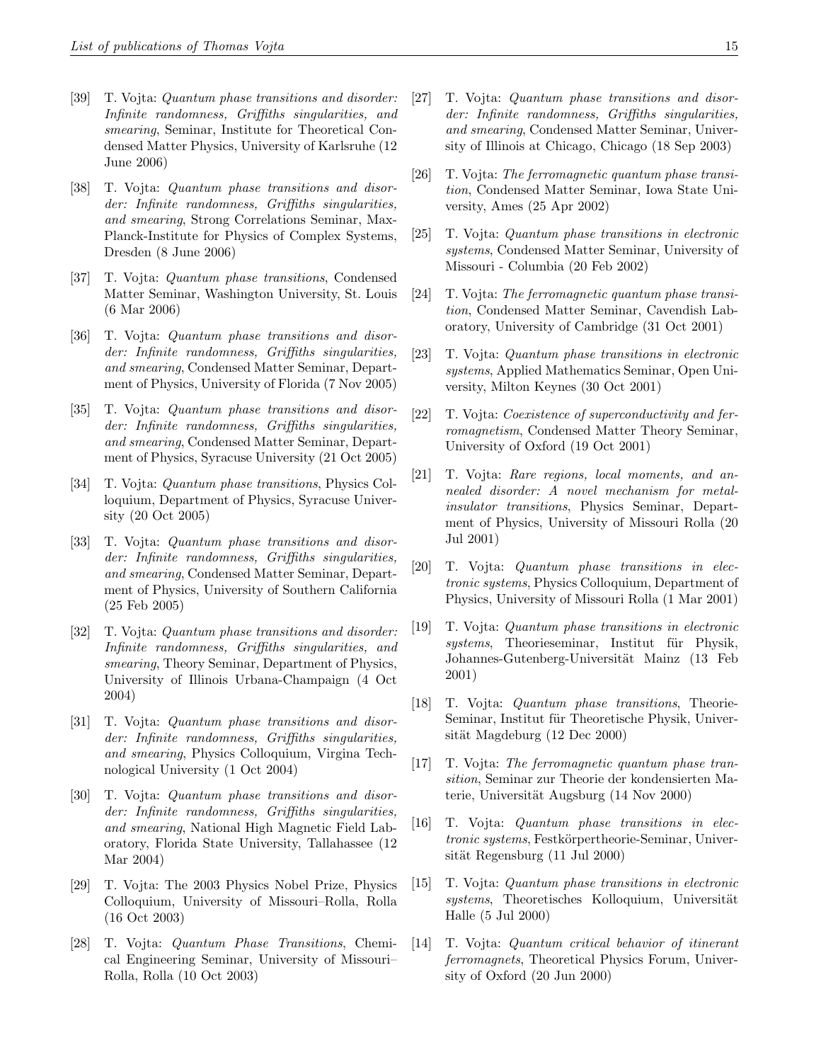[39] T. Vojta: *Quantum phase transitions and disorder: Infinite randomness, Griffiths singularities, and smearing*, Seminar, Institute for Theoretical Condensed Matter Physics, University of Karlsruhe (12 June 2006)

[38] T. Vojta: *Quantum phase transitions and disorder: Infinite randomness, Griffiths singularities, and smearing*, Strong Correlations Seminar, Max-Planck-Institute for Physics of Complex Systems, Dresden (8 June 2006)

[37] T. Vojta: *Quantum phase transitions*, Condensed Matter Seminar, Washington University, St. Louis (6 Mar 2006)

[36] T. Vojta: *Quantum phase transitions and disorder: Infinite randomness, Griffiths singularities, and smearing*, Condensed Matter Seminar, Department of Physics, University of Florida (7 Nov 2005)

[35] T. Vojta: *Quantum phase transitions and disorder: Infinite randomness, Griffiths singularities, and smearing*, Condensed Matter Seminar, Department of Physics, Syracuse University (21 Oct 2005)

[34] T. Vojta: *Quantum phase transitions*, Physics Colloquium, Department of Physics, Syracuse University (20 Oct 2005)

[33] T. Vojta: *Quantum phase transitions and disorder: Infinite randomness, Griffiths singularities, and smearing*, Condensed Matter Seminar, Department of Physics, University of Southern California (25 Feb 2005)

[32] T. Vojta: *Quantum phase transitions and disorder: Infinite randomness, Griffiths singularities, and smearing*, Theory Seminar, Department of Physics, University of Illinois Urbana-Champaign (4 Oct 2004)

[31] T. Vojta: *Quantum phase transitions and disorder: Infinite randomness, Griffiths singularities, and smearing*, Physics Colloquium, Virgina Technological University (1 Oct 2004)

[30] T. Vojta: *Quantum phase transitions and disorder: Infinite randomness, Griffiths singularities, and smearing*, National High Magnetic Field Laboratory, Florida State University, Tallahassee (12 Mar 2004)

[29] T. Vojta: The 2003 Physics Nobel Prize, Physics Colloquium, University of Missouri–Rolla, Rolla (16 Oct 2003)

[28] T. Vojta: *Quantum Phase Transitions*, Chemical Engineering Seminar, University of Missouri–Rolla, Rolla (10 Oct 2003)

[27] T. Vojta: *Quantum phase transitions and disorder: Infinite randomness, Griffiths singularities, and smearing*, Condensed Matter Seminar, University of Illinois at Chicago, Chicago (18 Sep 2003)

[26] T. Vojta: *The ferromagnetic quantum phase transition*, Condensed Matter Seminar, Iowa State University, Ames (25 Apr 2002)

[25] T. Vojta: *Quantum phase transitions in electronic systems*, Condensed Matter Seminar, University of Missouri - Columbia (20 Feb 2002)

[24] T. Vojta: *The ferromagnetic quantum phase transition*, Condensed Matter Seminar, Cavendish Laboratory, University of Cambridge (31 Oct 2001)

[23] T. Vojta: *Quantum phase transitions in electronic systems*, Applied Mathematics Seminar, Open University, Milton Keynes (30 Oct 2001)

[22] T. Vojta: *Coexistence of superconductivity and ferromagnetism*, Condensed Matter Theory Seminar, University of Oxford (19 Oct 2001)

[21] T. Vojta: *Rare regions, local moments, and annealed disorder: A novel mechanism for metal-insulator transitions*, Physics Seminar, Department of Physics, University of Missouri Rolla (20 Jul 2001)

[20] T. Vojta: *Quantum phase transitions in electronic systems*, Physics Colloquium, Department of Physics, University of Missouri Rolla (1 Mar 2001)

[19] T. Vojta: *Quantum phase transitions in electronic systems*, Theorieseminar, Institut für Physik, Johannes-Gutenberg-Universität Mainz (13 Feb 2001)

[18] T. Vojta: *Quantum phase transitions*, Theorie-Seminar, Institut für Theoretische Physik, Universität Magdeburg (12 Dec 2000)

[17] T. Vojta: *The ferromagnetic quantum phase transition*, Seminar zur Theorie der kondensierten Materie, Universität Augsburg (14 Nov 2000)

[16] T. Vojta: *Quantum phase transitions in electronic systems*, Festkörpertheorie-Seminar, Universität Regensburg (11 Jul 2000)

[15] T. Vojta: *Quantum phase transitions in electronic systems*, Theoretisches Kolloquium, Universität Halle (5 Jul 2000)

[14] T. Vojta: *Quantum critical behavior of itinerant ferromagnets*, Theoretical Physics Forum, University of Oxford (20 Jun 2000)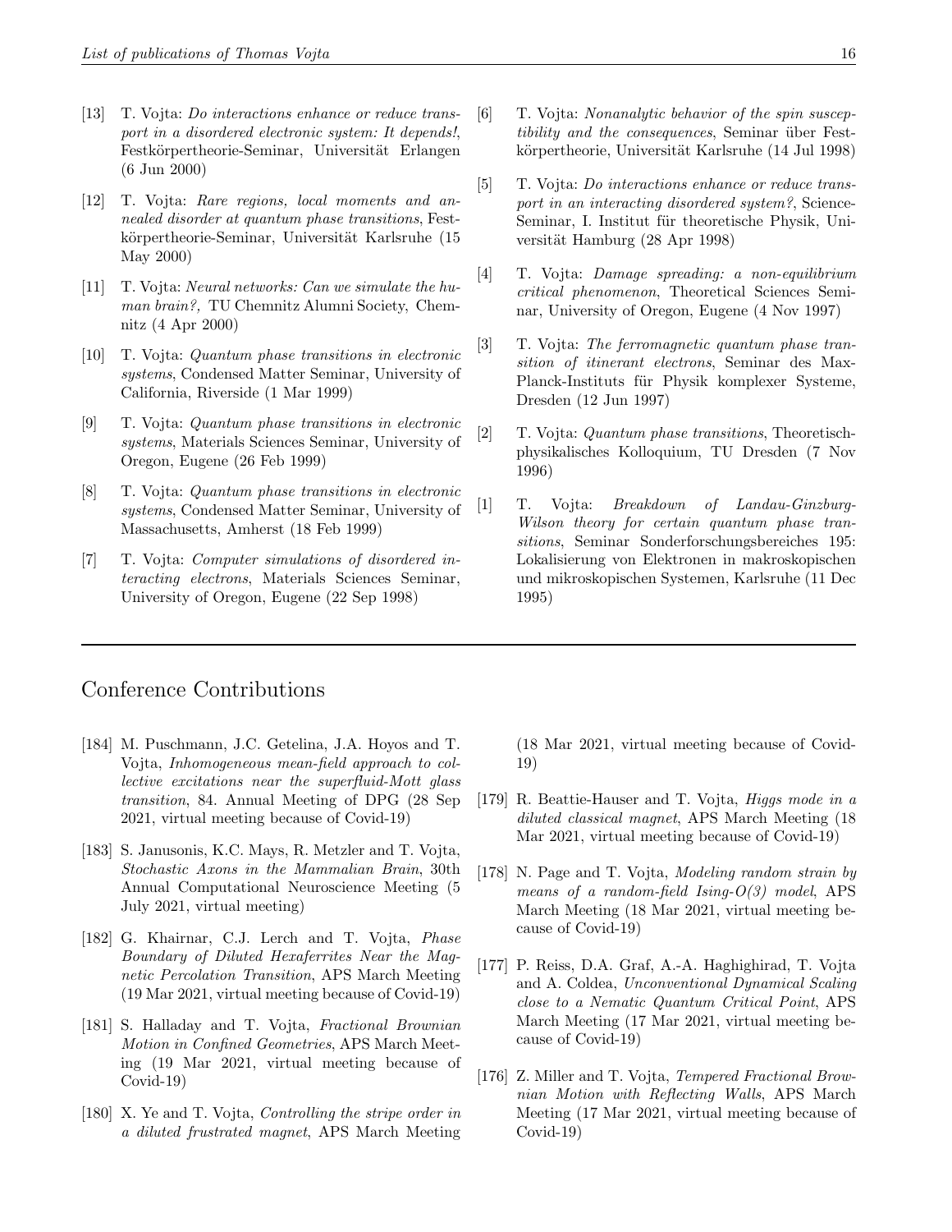[13] T. Vojta: *Do interactions enhance or reduce transport in a disordered electronic system: It depends!*, Festkörpertheorie-Seminar, Universität Erlangen (6 Jun 2000)

[12] T. Vojta: *Rare regions, local moments and annealed disorder at quantum phase transitions*, Festkörpertheorie-Seminar, Universität Karlsruhe (15 May 2000)

[11] T. Vojta: *Neural networks: Can we simulate the human brain?*, TU Chemnitz Alumni Society, Chemnitz (4 Apr 2000)

[10] T. Vojta: *Quantum phase transitions in electronic systems*, Condensed Matter Seminar, University of California, Riverside (1 Mar 1999)

[9] T. Vojta: *Quantum phase transitions in electronic systems*, Materials Sciences Seminar, University of Oregon, Eugene (26 Feb 1999)

[8] T. Vojta: *Quantum phase transitions in electronic systems*, Condensed Matter Seminar, University of Massachusetts, Amherst (18 Feb 1999)

[7] T. Vojta: *Computer simulations of disordered interacting electrons*, Materials Sciences Seminar, University of Oregon, Eugene (22 Sep 1998)

[6] T. Vojta: *Nonanalytic behavior of the spin susceptibility and the consequences*, Seminar über Festkörpertheorie, Universität Karlsruhe (14 Jul 1998)

[5] T. Vojta: *Do interactions enhance or reduce transport in an interacting disordered system?*, Science-Seminar, I. Institut für theoretische Physik, Universität Hamburg (28 Apr 1998)

[4] T. Vojta: *Damage spreading: a non-equilibrium critical phenomenon*, Theoretical Sciences Seminar, University of Oregon, Eugene (4 Nov 1997)

[3] T. Vojta: *The ferromagnetic quantum phase transition of itinerant electrons*, Seminar des Max-Planck-Instituts für Physik komplexer Systeme, Dresden (12 Jun 1997)

[2] T. Vojta: *Quantum phase transitions*, Theoretisch-physikalisches Kolloquium, TU Dresden (7 Nov 1996)

[1] T. Vojta: *Breakdown of Landau-Ginzburg-Wilson theory for certain quantum phase transitions*, Seminar Sonderforschungsbereiches 195: Lokalisierung von Elektronen in makroskopischen und mikroskopischen Systemen, Karlsruhe (11 Dec 1995)

---

## Conference Contributions

[184] M. Puschmann, J.C. Getelina, J.A. Hoyos and T. Vojta, *Inhomogeneous mean-field approach to collective excitations near the superfluid-Mott glass transition*, 84. Annual Meeting of DPG (28 Sep 2021, virtual meeting because of Covid-19)

[183] S. Janusonis, K.C. Mays, R. Metzler and T. Vojta, *Stochastic Axons in the Mammalian Brain*, 30th Annual Computational Neuroscience Meeting (5 July 2021, virtual meeting)

[182] G. Khairnar, C.J. Lerch and T. Vojta, *Phase Boundary of Diluted Hexaferrites Near the Magnetic Percolation Transition*, APS March Meeting (19 Mar 2021, virtual meeting because of Covid-19)

[181] S. Halladay and T. Vojta, *Fractional Brownian Motion in Confined Geometries*, APS March Meeting (19 Mar 2021, virtual meeting because of Covid-19)

[180] X. Ye and T. Vojta, *Controlling the stripe order in a diluted frustrated magnet*, APS March Meeting (18 Mar 2021, virtual meeting because of Covid-19)

[179] R. Beattie-Hauser and T. Vojta, *Higgs mode in a diluted classical magnet*, APS March Meeting (18 Mar 2021, virtual meeting because of Covid-19)

[178] N. Page and T. Vojta, *Modeling random strain by means of a random-field Ising-O(3) model*, APS March Meeting (18 Mar 2021, virtual meeting because of Covid-19)

[177] P. Reiss, D.A. Graf, A.-A. Haghighirad, T. Vojta and A. Coldea, *Unconventional Dynamical Scaling close to a Nematic Quantum Critical Point*, APS March Meeting (17 Mar 2021, virtual meeting because of Covid-19)

[176] Z. Miller and T. Vojta, *Tempered Fractional Brownian Motion with Reflecting Walls*, APS March Meeting (17 Mar 2021, virtual meeting because of Covid-19)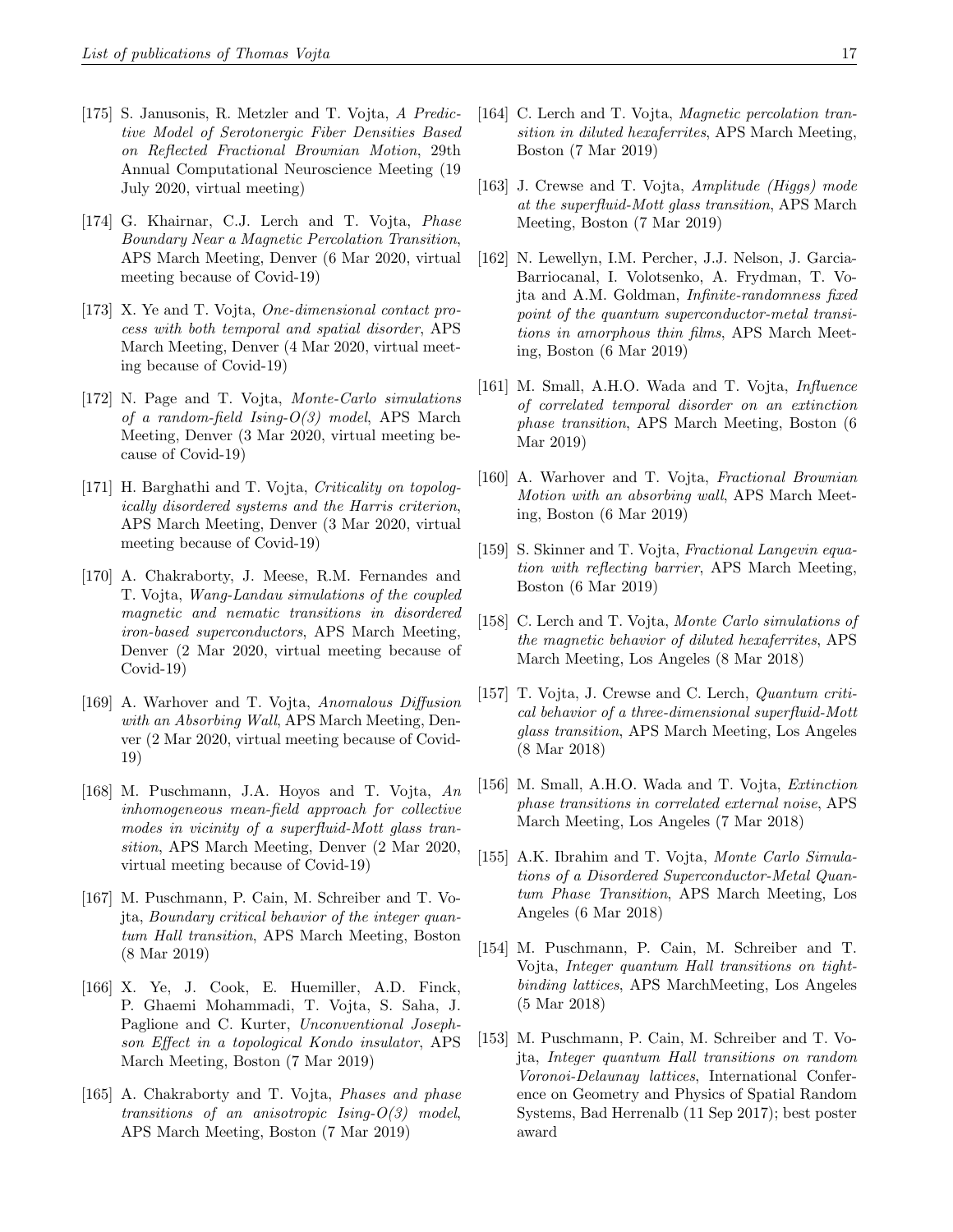[175] S. Janusonis, R. Metzler and T. Vojta, *A Predictive Model of Serotonergic Fiber Densities Based on Reflected Fractional Brownian Motion*, 29th Annual Computational Neuroscience Meeting (19 July 2020, virtual meeting)

[174] G. Khairnar, C.J. Lerch and T. Vojta, *Phase Boundary Near a Magnetic Percolation Transition*, APS March Meeting, Denver (6 Mar 2020, virtual meeting because of Covid-19)

[173] X. Ye and T. Vojta, *One-dimensional contact process with both temporal and spatial disorder*, APS March Meeting, Denver (4 Mar 2020, virtual meeting because of Covid-19)

[172] N. Page and T. Vojta, *Monte-Carlo simulations of a random-field Ising-O(3) model*, APS March Meeting, Denver (3 Mar 2020, virtual meeting because of Covid-19)

[171] H. Barghathi and T. Vojta, *Criticality on topologically disordered systems and the Harris criterion*, APS March Meeting, Denver (3 Mar 2020, virtual meeting because of Covid-19)

[170] A. Chakraborty, J. Meese, R.M. Fernandes and T. Vojta, *Wang-Landau simulations of the coupled magnetic and nematic transitions in disordered iron-based superconductors*, APS March Meeting, Denver (2 Mar 2020, virtual meeting because of Covid-19)

[169] A. Warhover and T. Vojta, *Anomalous Diffusion with an Absorbing Wall*, APS March Meeting, Denver (2 Mar 2020, virtual meeting because of Covid-19)

[168] M. Puschmann, J.A. Hoyos and T. Vojta, *An inhomogeneous mean-field approach for collective modes in vicinity of a superfluid-Mott glass transition*, APS March Meeting, Denver (2 Mar 2020, virtual meeting because of Covid-19)

[167] M. Puschmann, P. Cain, M. Schreiber and T. Vojta, *Boundary critical behavior of the integer quantum Hall transition*, APS March Meeting, Boston (8 Mar 2019)

[166] X. Ye, J. Cook, E. Huemiller, A.D. Finck, P. Ghaemi Mohammadi, T. Vojta, S. Saha, J. Paglione and C. Kurter, *Unconventional Josephson Effect in a topological Kondo insulator*, APS March Meeting, Boston (7 Mar 2019)

[165] A. Chakraborty and T. Vojta, *Phases and phase transitions of an anisotropic Ising-O(3) model*, APS March Meeting, Boston (7 Mar 2019)

[164] C. Lerch and T. Vojta, *Magnetic percolation transition in diluted hexaferrites*, APS March Meeting, Boston (7 Mar 2019)

[163] J. Crewse and T. Vojta, *Amplitude (Higgs) mode at the superfluid-Mott glass transition*, APS March Meeting, Boston (7 Mar 2019)

[162] N. Lewellyn, I.M. Percher, J.J. Nelson, J. Garcia-Barriocanal, I. Volotsenko, A. Frydman, T. Vojta and A.M. Goldman, *Infinite-randomness fixed point of the quantum superconductor-metal transitions in amorphous thin films*, APS March Meeting, Boston (6 Mar 2019)

[161] M. Small, A.H.O. Wada and T. Vojta, *Influence of correlated temporal disorder on an extinction phase transition*, APS March Meeting, Boston (6 Mar 2019)

[160] A. Warhover and T. Vojta, *Fractional Brownian Motion with an absorbing wall*, APS March Meeting, Boston (6 Mar 2019)

[159] S. Skinner and T. Vojta, *Fractional Langevin equation with reflecting barrier*, APS March Meeting, Boston (6 Mar 2019)

[158] C. Lerch and T. Vojta, *Monte Carlo simulations of the magnetic behavior of diluted hexaferrites*, APS March Meeting, Los Angeles (8 Mar 2018)

[157] T. Vojta, J. Crewse and C. Lerch, *Quantum critical behavior of a three-dimensional superfluid-Mott glass transition*, APS March Meeting, Los Angeles (8 Mar 2018)

[156] M. Small, A.H.O. Wada and T. Vojta, *Extinction phase transitions in correlated external noise*, APS March Meeting, Los Angeles (7 Mar 2018)

[155] A.K. Ibrahim and T. Vojta, *Monte Carlo Simulations of a Disordered Superconductor-Metal Quantum Phase Transition*, APS March Meeting, Los Angeles (6 Mar 2018)

[154] M. Puschmann, P. Cain, M. Schreiber and T. Vojta, *Integer quantum Hall transitions on tight-binding lattices*, APS MarchMeeting, Los Angeles (5 Mar 2018)

[153] M. Puschmann, P. Cain, M. Schreiber and T. Vojta, *Integer quantum Hall transitions on random Voronoi-Delaunay lattices*, International Conference on Geometry and Physics of Spatial Random Systems, Bad Herrenalb (11 Sep 2017); best poster award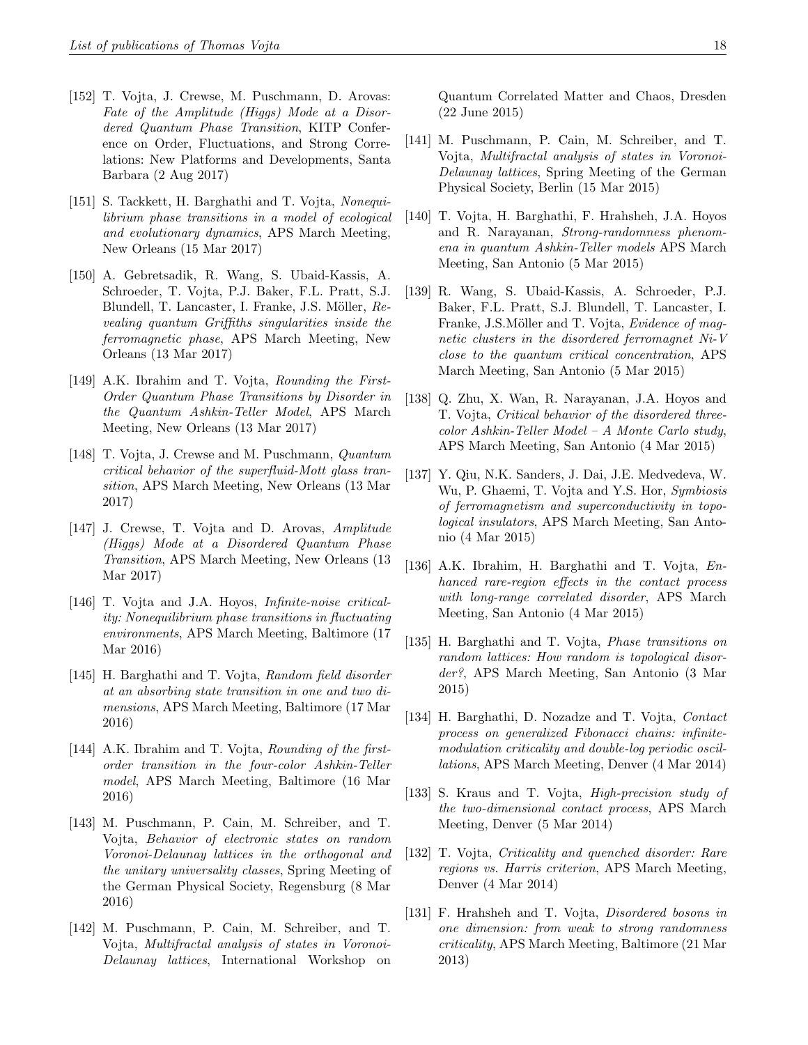[152] T. Vojta, J. Crewse, M. Puschmann, D. Arovas: *Fate of the Amplitude (Higgs) Mode at a Disordered Quantum Phase Transition*, KITP Conference on Order, Fluctuations, and Strong Correlations: New Platforms and Developments, Santa Barbara (2 Aug 2017)

[151] S. Tackkett, H. Barghathi and T. Vojta, *Nonequilibrium phase transitions in a model of ecological and evolutionary dynamics*, APS March Meeting, New Orleans (15 Mar 2017)

[150] A. Gebretsadik, R. Wang, S. Ubaid-Kassis, A. Schroeder, T. Vojta, P.J. Baker, F.L. Pratt, S.J. Blundell, T. Lancaster, I. Franke, J.S. Möller, *Revealing quantum Griffiths singularities inside the ferromagnetic phase*, APS March Meeting, New Orleans (13 Mar 2017)

[149] A.K. Ibrahim and T. Vojta, *Rounding the First-Order Quantum Phase Transitions by Disorder in the Quantum Ashkin-Teller Model*, APS March Meeting, New Orleans (13 Mar 2017)

[148] T. Vojta, J. Crewse and M. Puschmann, *Quantum critical behavior of the superfluid-Mott glass transition*, APS March Meeting, New Orleans (13 Mar 2017)

[147] J. Crewse, T. Vojta and D. Arovas, *Amplitude (Higgs) Mode at a Disordered Quantum Phase Transition*, APS March Meeting, New Orleans (13 Mar 2017)

[146] T. Vojta and J.A. Hoyos, *Infinite-noise criticality: Nonequilibrium phase transitions in fluctuating environments*, APS March Meeting, Baltimore (17 Mar 2016)

[145] H. Barghathi and T. Vojta, *Random field disorder at an absorbing state transition in one and two dimensions*, APS March Meeting, Baltimore (17 Mar 2016)

[144] A.K. Ibrahim and T. Vojta, *Rounding of the first-order transition in the four-color Ashkin-Teller model*, APS March Meeting, Baltimore (16 Mar 2016)

[143] M. Puschmann, P. Cain, M. Schreiber, and T. Vojta, *Behavior of electronic states on random Voronoi-Delaunay lattices in the orthogonal and the unitary universality classes*, Spring Meeting of the German Physical Society, Regensburg (8 Mar 2016)

[142] M. Puschmann, P. Cain, M. Schreiber, and T. Vojta, *Multifractal analysis of states in Voronoi-Delaunay lattices*, International Workshop on Quantum Correlated Matter and Chaos, Dresden (22 June 2015)

[141] M. Puschmann, P. Cain, M. Schreiber, and T. Vojta, *Multifractal analysis of states in Voronoi-Delaunay lattices*, Spring Meeting of the German Physical Society, Berlin (15 Mar 2015)

[140] T. Vojta, H. Barghathi, F. Hrahsheh, J.A. Hoyos and R. Narayanan, *Strong-randomness phenomena in quantum Ashkin-Teller models* APS March Meeting, San Antonio (5 Mar 2015)

[139] R. Wang, S. Ubaid-Kassis, A. Schroeder, P.J. Baker, F.L. Pratt, S.J. Blundell, T. Lancaster, I. Franke, J.S.Möller and T. Vojta, *Evidence of magnetic clusters in the disordered ferromagnet Ni-V close to the quantum critical concentration*, APS March Meeting, San Antonio (5 Mar 2015)

[138] Q. Zhu, X. Wan, R. Narayanan, J.A. Hoyos and T. Vojta, *Critical behavior of the disordered three-color Ashkin-Teller Model – A Monte Carlo study*, APS March Meeting, San Antonio (4 Mar 2015)

[137] Y. Qiu, N.K. Sanders, J. Dai, J.E. Medvedeva, W. Wu, P. Ghaemi, T. Vojta and Y.S. Hor, *Symbiosis of ferromagnetism and superconductivity in topological insulators*, APS March Meeting, San Antonio (4 Mar 2015)

[136] A.K. Ibrahim, H. Barghathi and T. Vojta, *Enhanced rare-region effects in the contact process with long-range correlated disorder*, APS March Meeting, San Antonio (4 Mar 2015)

[135] H. Barghathi and T. Vojta, *Phase transitions on random lattices: How random is topological disorder?*, APS March Meeting, San Antonio (3 Mar 2015)

[134] H. Barghathi, D. Nozadze and T. Vojta, *Contact process on generalized Fibonacci chains: infinite-modulation criticality and double-log periodic oscillations*, APS March Meeting, Denver (4 Mar 2014)

[133] S. Kraus and T. Vojta, *High-precision study of the two-dimensional contact process*, APS March Meeting, Denver (5 Mar 2014)

[132] T. Vojta, *Criticality and quenched disorder: Rare regions vs. Harris criterion*, APS March Meeting, Denver (4 Mar 2014)

[131] F. Hrahsheh and T. Vojta, *Disordered bosons in one dimension: from weak to strong randomness criticality*, APS March Meeting, Baltimore (21 Mar 2013)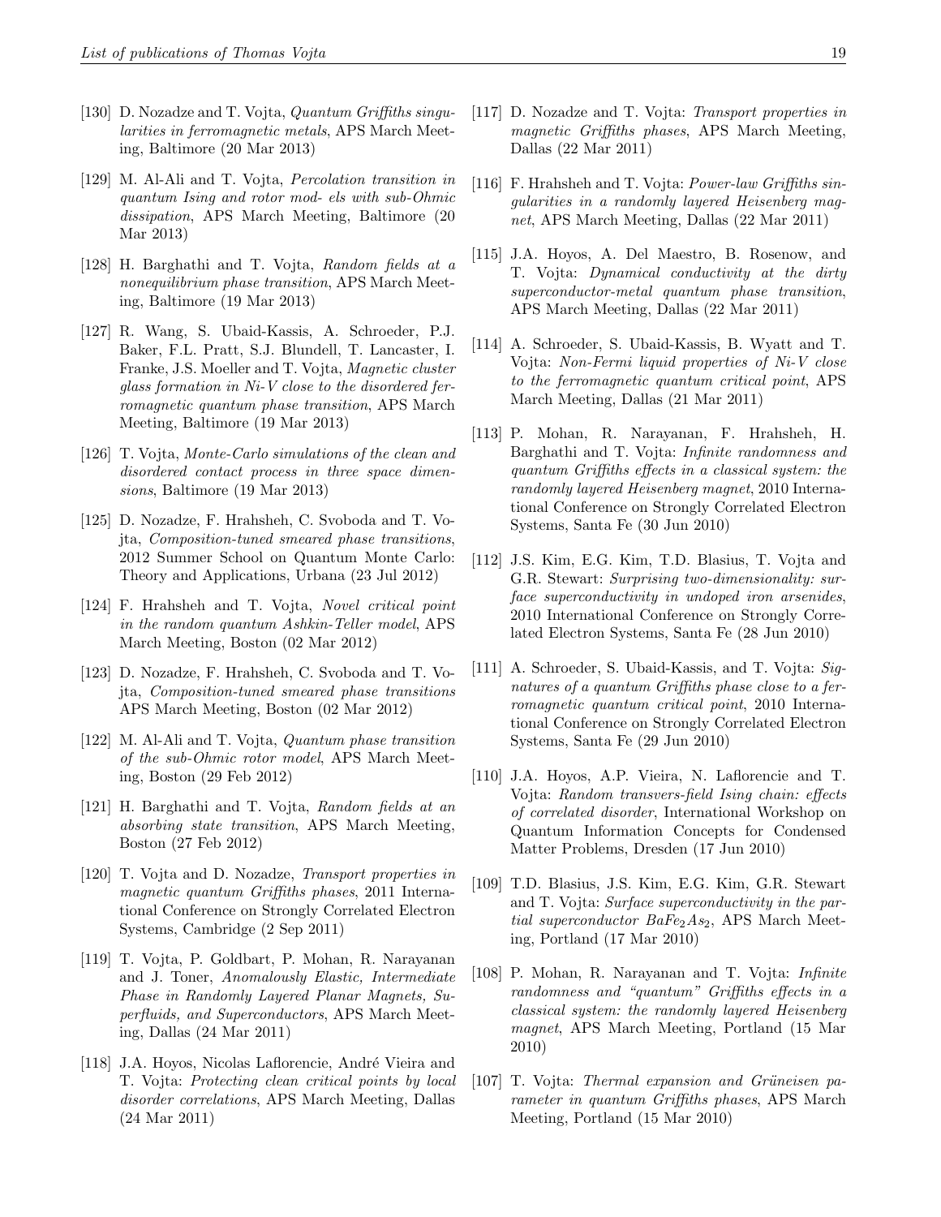[130] D. Nozadze and T. Vojta, *Quantum Griffiths singularities in ferromagnetic metals*, APS March Meeting, Baltimore (20 Mar 2013)

[129] M. Al-Ali and T. Vojta, *Percolation transition in quantum Ising and rotor mod- els with sub-Ohmic dissipation*, APS March Meeting, Baltimore (20 Mar 2013)

[128] H. Barghathi and T. Vojta, *Random fields at a nonequilibrium phase transition*, APS March Meeting, Baltimore (19 Mar 2013)

[127] R. Wang, S. Ubaid-Kassis, A. Schroeder, P.J. Baker, F.L. Pratt, S.J. Blundell, T. Lancaster, I. Franke, J.S. Moeller and T. Vojta, *Magnetic cluster glass formation in Ni-V close to the disordered ferromagnetic quantum phase transition*, APS March Meeting, Baltimore (19 Mar 2013)

[126] T. Vojta, *Monte-Carlo simulations of the clean and disordered contact process in three space dimensions*, Baltimore (19 Mar 2013)

[125] D. Nozadze, F. Hrahsheh, C. Svoboda and T. Vojta, *Composition-tuned smeared phase transitions*, 2012 Summer School on Quantum Monte Carlo: Theory and Applications, Urbana (23 Jul 2012)

[124] F. Hrahsheh and T. Vojta, *Novel critical point in the random quantum Ashkin-Teller model*, APS March Meeting, Boston (02 Mar 2012)

[123] D. Nozadze, F. Hrahsheh, C. Svoboda and T. Vojta, *Composition-tuned smeared phase transitions* APS March Meeting, Boston (02 Mar 2012)

[122] M. Al-Ali and T. Vojta, *Quantum phase transition of the sub-Ohmic rotor model*, APS March Meeting, Boston (29 Feb 2012)

[121] H. Barghathi and T. Vojta, *Random fields at an absorbing state transition*, APS March Meeting, Boston (27 Feb 2012)

[120] T. Vojta and D. Nozadze, *Transport properties in magnetic quantum Griffiths phases*, 2011 International Conference on Strongly Correlated Electron Systems, Cambridge (2 Sep 2011)

[119] T. Vojta, P. Goldbart, P. Mohan, R. Narayanan and J. Toner, *Anomalously Elastic, Intermediate Phase in Randomly Layered Planar Magnets, Superfluids, and Superconductors*, APS March Meeting, Dallas (24 Mar 2011)

[118] J.A. Hoyos, Nicolas Laflorencie, André Vieira and T. Vojta: *Protecting clean critical points by local disorder correlations*, APS March Meeting, Dallas (24 Mar 2011)

[117] D. Nozadze and T. Vojta: *Transport properties in magnetic Griffiths phases*, APS March Meeting, Dallas (22 Mar 2011)

[116] F. Hrahsheh and T. Vojta: *Power-law Griffiths singularities in a randomly layered Heisenberg magnet*, APS March Meeting, Dallas (22 Mar 2011)

[115] J.A. Hoyos, A. Del Maestro, B. Rosenow, and T. Vojta: *Dynamical conductivity at the dirty superconductor-metal quantum phase transition*, APS March Meeting, Dallas (22 Mar 2011)

[114] A. Schroeder, S. Ubaid-Kassis, B. Wyatt and T. Vojta: *Non-Fermi liquid properties of Ni-V close to the ferromagnetic quantum critical point*, APS March Meeting, Dallas (21 Mar 2011)

[113] P. Mohan, R. Narayanan, F. Hrahsheh, H. Barghathi and T. Vojta: *Infinite randomness and quantum Griffiths effects in a classical system: the randomly layered Heisenberg magnet*, 2010 International Conference on Strongly Correlated Electron Systems, Santa Fe (30 Jun 2010)

[112] J.S. Kim, E.G. Kim, T.D. Blasius, T. Vojta and G.R. Stewart: *Surprising two-dimensionality: surface superconductivity in undoped iron arsenides*, 2010 International Conference on Strongly Correlated Electron Systems, Santa Fe (28 Jun 2010)

[111] A. Schroeder, S. Ubaid-Kassis, and T. Vojta: *Signatures of a quantum Griffiths phase close to a ferromagnetic quantum critical point*, 2010 International Conference on Strongly Correlated Electron Systems, Santa Fe (29 Jun 2010)

[110] J.A. Hoyos, A.P. Vieira, N. Laflorencie and T. Vojta: *Random transvers-field Ising chain: effects of correlated disorder*, International Workshop on Quantum Information Concepts for Condensed Matter Problems, Dresden (17 Jun 2010)

[109] T.D. Blasius, J.S. Kim, E.G. Kim, G.R. Stewart and T. Vojta: *Surface superconductivity in the partial superconductor $BaFe_2As_2$*, APS March Meeting, Portland (17 Mar 2010)

[108] P. Mohan, R. Narayanan and T. Vojta: *Infinite randomness and "quantum" Griffiths effects in a classical system: the randomly layered Heisenberg magnet*, APS March Meeting, Portland (15 Mar 2010)

[107] T. Vojta: *Thermal expansion and Grüneisen parameter in quantum Griffiths phases*, APS March Meeting, Portland (15 Mar 2010)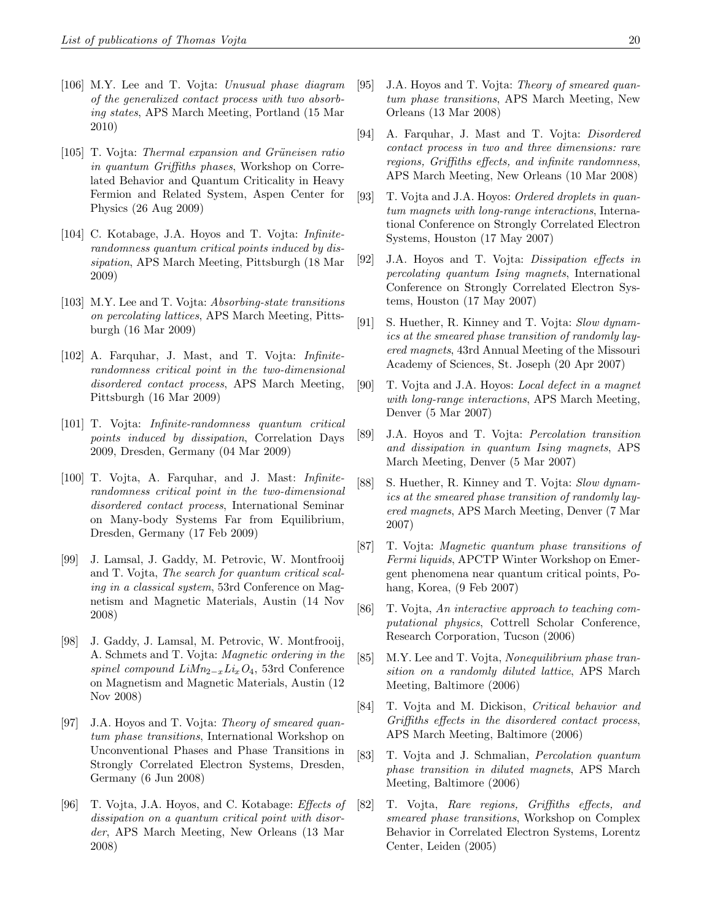[106] M.Y. Lee and T. Vojta: *Unusual phase diagram of the generalized contact process with two absorbing states*, APS March Meeting, Portland (15 Mar 2010)

[105] T. Vojta: *Thermal expansion and Grüneisen ratio in quantum Griffiths phases*, Workshop on Correlated Behavior and Quantum Criticality in Heavy Fermion and Related System, Aspen Center for Physics (26 Aug 2009)

[104] C. Kotabage, J.A. Hoyos and T. Vojta: *Infinite-randomness quantum critical points induced by dissipation*, APS March Meeting, Pittsburgh (18 Mar 2009)

[103] M.Y. Lee and T. Vojta: *Absorbing-state transitions on percolating lattices*, APS March Meeting, Pittsburgh (16 Mar 2009)

[102] A. Farquhar, J. Mast, and T. Vojta: *Infinite-randomness critical point in the two-dimensional disordered contact process*, APS March Meeting, Pittsburgh (16 Mar 2009)

[101] T. Vojta: *Infinite-randomness quantum critical points induced by dissipation*, Correlation Days 2009, Dresden, Germany (04 Mar 2009)

[100] T. Vojta, A. Farquhar, and J. Mast: *Infinite-randomness critical point in the two-dimensional disordered contact process*, International Seminar on Many-body Systems Far from Equilibrium, Dresden, Germany (17 Feb 2009)

[99] J. Lamsal, J. Gaddy, M. Petrovic, W. Montfrooij and T. Vojta, *The search for quantum critical scaling in a classical system*, 53rd Conference on Magnetism and Magnetic Materials, Austin (14 Nov 2008)

[98] J. Gaddy, J. Lamsal, M. Petrovic, W. Montfrooij, A. Schmets and T. Vojta: *Magnetic ordering in the spinel compound* $LiMn_{2-x}Li_xO_4$, 53rd Conference on Magnetism and Magnetic Materials, Austin (12 Nov 2008)

[97] J.A. Hoyos and T. Vojta: *Theory of smeared quantum phase transitions*, International Workshop on Unconventional Phases and Phase Transitions in Strongly Correlated Electron Systems, Dresden, Germany (6 Jun 2008)

[96] T. Vojta, J.A. Hoyos, and C. Kotabage: *Effects of dissipation on a quantum critical point with disorder*, APS March Meeting, New Orleans (13 Mar 2008)

[95] J.A. Hoyos and T. Vojta: *Theory of smeared quantum phase transitions*, APS March Meeting, New Orleans (13 Mar 2008)

[94] A. Farquhar, J. Mast and T. Vojta: *Disordered contact process in two and three dimensions: rare regions, Griffiths effects, and infinite randomness*, APS March Meeting, New Orleans (10 Mar 2008)

[93] T. Vojta and J.A. Hoyos: *Ordered droplets in quantum magnets with long-range interactions*, International Conference on Strongly Correlated Electron Systems, Houston (17 May 2007)

[92] J.A. Hoyos and T. Vojta: *Dissipation effects in percolating quantum Ising magnets*, International Conference on Strongly Correlated Electron Systems, Houston (17 May 2007)

[91] S. Huether, R. Kinney and T. Vojta: *Slow dynamics at the smeared phase transition of randomly layered magnets*, 43rd Annual Meeting of the Missouri Academy of Sciences, St. Joseph (20 Apr 2007)

[90] T. Vojta and J.A. Hoyos: *Local defect in a magnet with long-range interactions*, APS March Meeting, Denver (5 Mar 2007)

[89] J.A. Hoyos and T. Vojta: *Percolation transition and dissipation in quantum Ising magnets*, APS March Meeting, Denver (5 Mar 2007)

[88] S. Huether, R. Kinney and T. Vojta: *Slow dynamics at the smeared phase transition of randomly layered magnets*, APS March Meeting, Denver (7 Mar 2007)

[87] T. Vojta: *Magnetic quantum phase transitions of Fermi liquids*, APCTP Winter Workshop on Emergent phenomena near quantum critical points, Pohang, Korea, (9 Feb 2007)

[86] T. Vojta, *An interactive approach to teaching computational physics*, Cottrell Scholar Conference, Research Corporation, Tucson (2006)

[85] M.Y. Lee and T. Vojta, *Nonequilibrium phase transition on a randomly diluted lattice*, APS March Meeting, Baltimore (2006)

[84] T. Vojta and M. Dickison, *Critical behavior and Griffiths effects in the disordered contact process*, APS March Meeting, Baltimore (2006)

[83] T. Vojta and J. Schmalian, *Percolation quantum phase transition in diluted magnets*, APS March Meeting, Baltimore (2006)

[82] T. Vojta, *Rare regions, Griffiths effects, and smeared phase transitions*, Workshop on Complex Behavior in Correlated Electron Systems, Lorentz Center, Leiden (2005)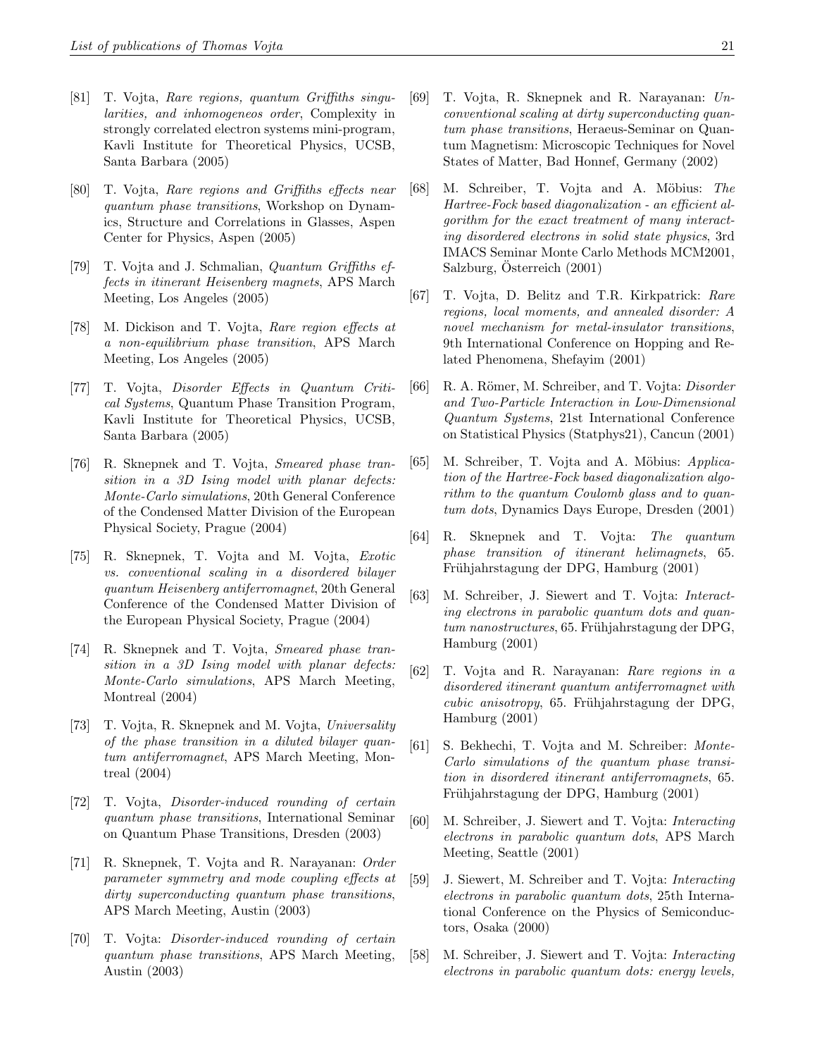[81] T. Vojta, *Rare regions, quantum Griffiths singularities, and inhomogeneos order*, Complexity in strongly correlated electron systems mini-program, Kavli Institute for Theoretical Physics, UCSB, Santa Barbara (2005)

[80] T. Vojta, *Rare regions and Griffiths effects near quantum phase transitions*, Workshop on Dynamics, Structure and Correlations in Glasses, Aspen Center for Physics, Aspen (2005)

[79] T. Vojta and J. Schmalian, *Quantum Griffiths effects in itinerant Heisenberg magnets*, APS March Meeting, Los Angeles (2005)

[78] M. Dickison and T. Vojta, *Rare region effects at a non-equilibrium phase transition*, APS March Meeting, Los Angeles (2005)

[77] T. Vojta, *Disorder Effects in Quantum Critical Systems*, Quantum Phase Transition Program, Kavli Institute for Theoretical Physics, UCSB, Santa Barbara (2005)

[76] R. Sknepnek and T. Vojta, *Smeared phase transition in a 3D Ising model with planar defects: Monte-Carlo simulations*, 20th General Conference of the Condensed Matter Division of the European Physical Society, Prague (2004)

[75] R. Sknepnek, T. Vojta and M. Vojta, *Exotic vs. conventional scaling in a disordered bilayer quantum Heisenberg antiferromagnet*, 20th General Conference of the Condensed Matter Division of the European Physical Society, Prague (2004)

[74] R. Sknepnek and T. Vojta, *Smeared phase transition in a 3D Ising model with planar defects: Monte-Carlo simulations*, APS March Meeting, Montreal (2004)

[73] T. Vojta, R. Sknepnek and M. Vojta, *Universality of the phase transition in a diluted bilayer quantum antiferromagnet*, APS March Meeting, Montreal (2004)

[72] T. Vojta, *Disorder-induced rounding of certain quantum phase transitions*, International Seminar on Quantum Phase Transitions, Dresden (2003)

[71] R. Sknepnek, T. Vojta and R. Narayanan: *Order parameter symmetry and mode coupling effects at dirty superconducting quantum phase transitions*, APS March Meeting, Austin (2003)

[70] T. Vojta: *Disorder-induced rounding of certain quantum phase transitions*, APS March Meeting, Austin (2003)

[69] T. Vojta, R. Sknepnek and R. Narayanan: *Unconventional scaling at dirty superconducting quantum phase transitions*, Heraeus-Seminar on Quantum Magnetism: Microscopic Techniques for Novel States of Matter, Bad Honnef, Germany (2002)

[68] M. Schreiber, T. Vojta and A. Möbius: *The Hartree-Fock based diagonalization - an efficient algorithm for the exact treatment of many interacting disordered electrons in solid state physics*, 3rd IMACS Seminar Monte Carlo Methods MCM2001, Salzburg, Österreich (2001)

[67] T. Vojta, D. Belitz and T.R. Kirkpatrick: *Rare regions, local moments, and annealed disorder: A novel mechanism for metal-insulator transitions*, 9th International Conference on Hopping and Related Phenomena, Shefayim (2001)

[66] R. A. Römer, M. Schreiber, and T. Vojta: *Disorder and Two-Particle Interaction in Low-Dimensional Quantum Systems*, 21st International Conference on Statistical Physics (Statphys21), Cancun (2001)

[65] M. Schreiber, T. Vojta and A. Möbius: *Application of the Hartree-Fock based diagonalization algorithm to the quantum Coulomb glass and to quantum dots*, Dynamics Days Europe, Dresden (2001)

[64] R. Sknepnek and T. Vojta: *The quantum phase transition of itinerant helimagnets*, 65. Frühjahrstagung der DPG, Hamburg (2001)

[63] M. Schreiber, J. Siewert and T. Vojta: *Interacting electrons in parabolic quantum dots and quantum nanostructures*, 65. Frühjahrstagung der DPG, Hamburg (2001)

[62] T. Vojta and R. Narayanan: *Rare regions in a disordered itinerant quantum antiferromagnet with cubic anisotropy*, 65. Frühjahrstagung der DPG, Hamburg (2001)

[61] S. Bekhechi, T. Vojta and M. Schreiber: *Monte-Carlo simulations of the quantum phase transition in disordered itinerant antiferromagnets*, 65. Frühjahrstagung der DPG, Hamburg (2001)

[60] M. Schreiber, J. Siewert and T. Vojta: *Interacting electrons in parabolic quantum dots*, APS March Meeting, Seattle (2001)

[59] J. Siewert, M. Schreiber and T. Vojta: *Interacting electrons in parabolic quantum dots*, 25th International Conference on the Physics of Semiconductors, Osaka (2000)

[58] M. Schreiber, J. Siewert and T. Vojta: *Interacting electrons in parabolic quantum dots: energy levels,*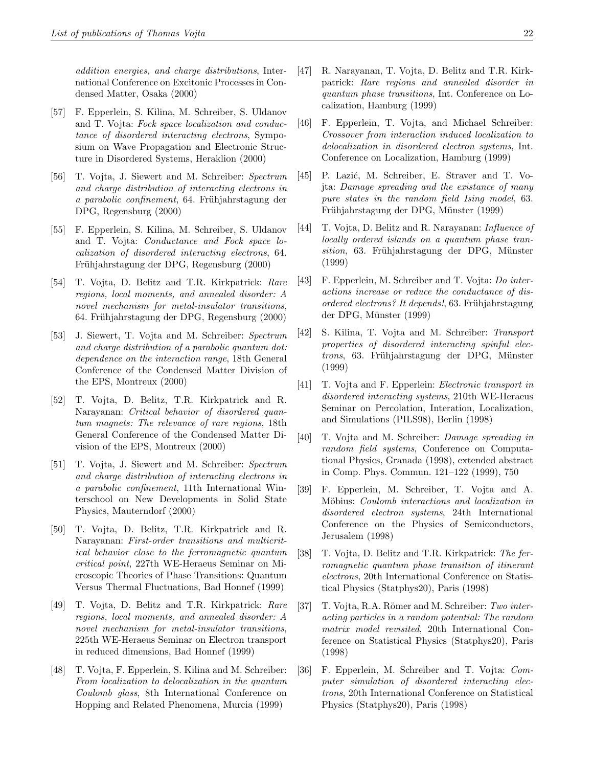*addition energies, and charge distributions*, International Conference on Excitonic Processes in Condensed Matter, Osaka (2000)

[57] F. Epperlein, S. Kilina, M. Schreiber, S. Uldanov and T. Vojta: *Fock space localization and conductance of disordered interacting electrons*, Symposium on Wave Propagation and Electronic Structure in Disordered Systems, Heraklion (2000)

[56] T. Vojta, J. Siewert and M. Schreiber: *Spectrum and charge distribution of interacting electrons in a parabolic confinement*, 64. Frühjahrstagung der DPG, Regensburg (2000)

[55] F. Epperlein, S. Kilina, M. Schreiber, S. Uldanov and T. Vojta: *Conductance and Fock space localization of disordered interacting electrons*, 64. Frühjahrstagung der DPG, Regensburg (2000)

[54] T. Vojta, D. Belitz and T.R. Kirkpatrick: *Rare regions, local moments, and annealed disorder: A novel mechanism for metal-insulator transitions*, 64. Frühjahrstagung der DPG, Regensburg (2000)

[53] J. Siewert, T. Vojta and M. Schreiber: *Spectrum and charge distribution of a parabolic quantum dot: dependence on the interaction range*, 18th General Conference of the Condensed Matter Division of the EPS, Montreux (2000)

[52] T. Vojta, D. Belitz, T.R. Kirkpatrick and R. Narayanan: *Critical behavior of disordered quantum magnets: The relevance of rare regions*, 18th General Conference of the Condensed Matter Division of the EPS, Montreux (2000)

[51] T. Vojta, J. Siewert and M. Schreiber: *Spectrum and charge distribution of interacting electrons in a parabolic confinement*, 11th International Winterschool on New Developments in Solid State Physics, Mauterndorf (2000)

[50] T. Vojta, D. Belitz, T.R. Kirkpatrick and R. Narayanan: *First-order transitions and multicritical behavior close to the ferromagnetic quantum critical point*, 227th WE-Heraeus Seminar on Microscopic Theories of Phase Transitions: Quantum Versus Thermal Fluctuations, Bad Honnef (1999)

[49] T. Vojta, D. Belitz and T.R. Kirkpatrick: *Rare regions, local moments, and annealed disorder: A novel mechanism for metal-insulator transitions*, 225th WE-Heraeus Seminar on Electron transport in reduced dimensions, Bad Honnef (1999)

[48] T. Vojta, F. Epperlein, S. Kilina and M. Schreiber: *From localization to delocalization in the quantum Coulomb glass*, 8th International Conference on Hopping and Related Phenomena, Murcia (1999)

[47] R. Narayanan, T. Vojta, D. Belitz and T.R. Kirkpatrick: *Rare regions and annealed disorder in quantum phase transitions*, Int. Conference on Localization, Hamburg (1999)

[46] F. Epperlein, T. Vojta, and Michael Schreiber: *Crossover from interaction induced localization to delocalization in disordered electron systems*, Int. Conference on Localization, Hamburg (1999)

[45] P. Lazić, M. Schreiber, E. Straver and T. Vojta: *Damage spreading and the existance of many pure states in the random field Ising model*, 63. Frühjahrstagung der DPG, Münster (1999)

[44] T. Vojta, D. Belitz and R. Narayanan: *Influence of locally ordered islands on a quantum phase transition*, 63. Frühjahrstagung der DPG, Münster (1999)

[43] F. Epperlein, M. Schreiber and T. Vojta: *Do interactions increase or reduce the conductance of disordered electrons? It depends!*, 63. Frühjahrstagung der DPG, Münster (1999)

[42] S. Kilina, T. Vojta and M. Schreiber: *Transport properties of disordered interacting spinful electrons*, 63. Frühjahrstagung der DPG, Münster (1999)

[41] T. Vojta and F. Epperlein: *Electronic transport in disordered interacting systems*, 210th WE-Heraeus Seminar on Percolation, Interation, Localization, and Simulations (PILS98), Berlin (1998)

[40] T. Vojta and M. Schreiber: *Damage spreading in random field systems*, Conference on Computational Physics, Granada (1998), extended abstract in Comp. Phys. Commun. 121–122 (1999), 750

[39] F. Epperlein, M. Schreiber, T. Vojta and A. Möbius: *Coulomb interactions and localization in disordered electron systems*, 24th International Conference on the Physics of Semiconductors, Jerusalem (1998)

[38] T. Vojta, D. Belitz and T.R. Kirkpatrick: *The ferromagnetic quantum phase transition of itinerant electrons*, 20th International Conference on Statistical Physics (Statphys20), Paris (1998)

[37] T. Vojta, R.A. Römer and M. Schreiber: *Two interacting particles in a random potential: The random matrix model revisited*, 20th International Conference on Statistical Physics (Statphys20), Paris (1998)

[36] F. Epperlein, M. Schreiber and T. Vojta: *Computer simulation of disordered interacting electrons*, 20th International Conference on Statistical Physics (Statphys20), Paris (1998)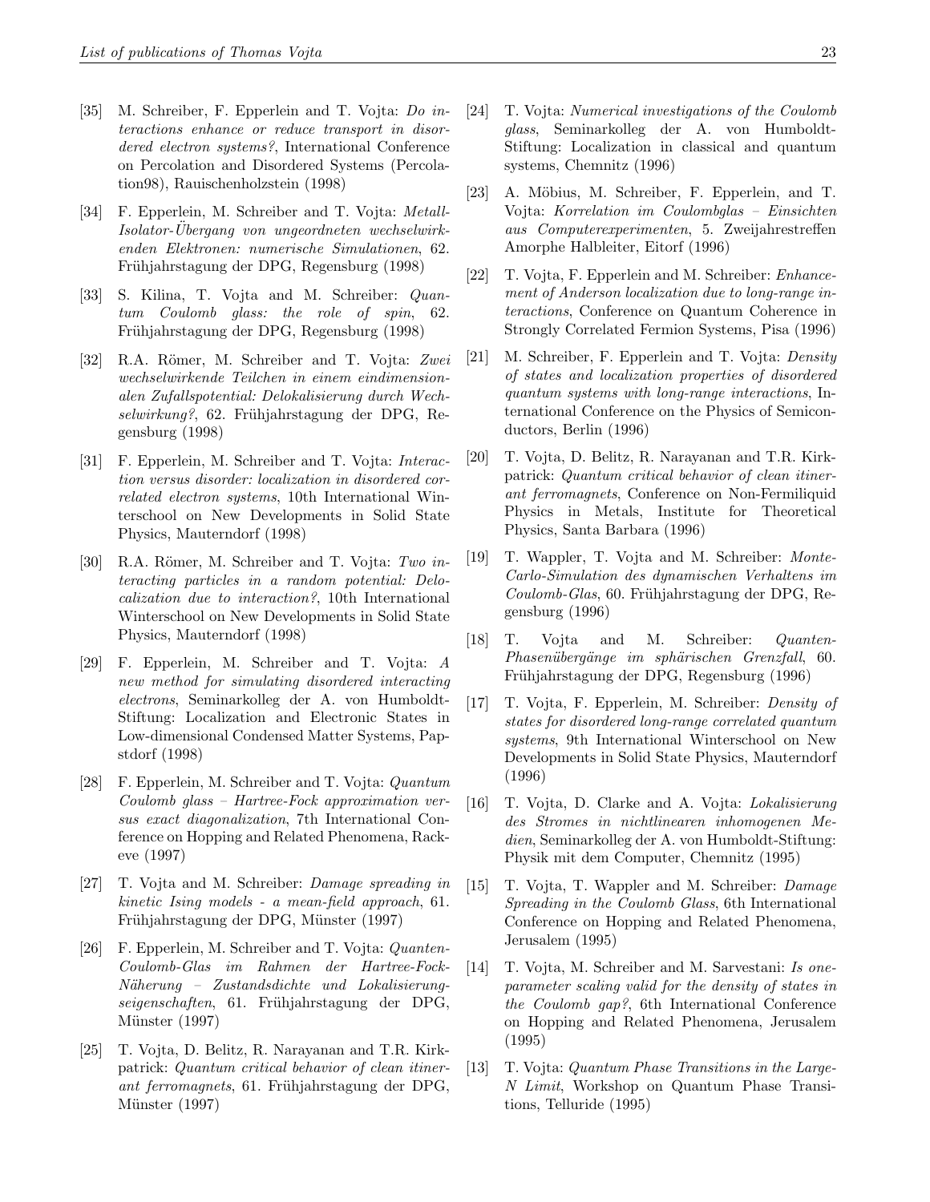[35] M. Schreiber, F. Epperlein and T. Vojta: *Do interactions enhance or reduce transport in disordered electron systems?*, International Conference on Percolation and Disordered Systems (Percolation98), Rauischenholzstein (1998)

[34] F. Epperlein, M. Schreiber and T. Vojta: *Metall-Isolator-Übergang von ungeordneten wechselwirkenden Elektronen: numerische Simulationen*, 62. Frühjahrstagung der DPG, Regensburg (1998)

[33] S. Kilina, T. Vojta and M. Schreiber: *Quantum Coulomb glass: the role of spin*, 62. Frühjahrstagung der DPG, Regensburg (1998)

[32] R.A. Römer, M. Schreiber and T. Vojta: *Zwei wechselwirkende Teilchen in einem eindimensionalen Zufallspotential: Delokalisierung durch Wechselwirkung?*, 62. Frühjahrstagung der DPG, Regensburg (1998)

[31] F. Epperlein, M. Schreiber and T. Vojta: *Interaction versus disorder: localization in disordered correlated electron systems*, 10th International Winterschool on New Developments in Solid State Physics, Mauterndorf (1998)

[30] R.A. Römer, M. Schreiber and T. Vojta: *Two interacting particles in a random potential: Delocalization due to interaction?*, 10th International Winterschool on New Developments in Solid State Physics, Mauterndorf (1998)

[29] F. Epperlein, M. Schreiber and T. Vojta: *A new method for simulating disordered interacting electrons*, Seminarkolleg der A. von Humboldt-Stiftung: Localization and Electronic States in Low-dimensional Condensed Matter Systems, Papstdorf (1998)

[28] F. Epperlein, M. Schreiber and T. Vojta: *Quantum Coulomb glass – Hartree-Fock approximation versus exact diagonalization*, 7th International Conference on Hopping and Related Phenomena, Rackeve (1997)

[27] T. Vojta and M. Schreiber: *Damage spreading in kinetic Ising models - a mean-field approach*, 61. Frühjahrstagung der DPG, Münster (1997)

[26] F. Epperlein, M. Schreiber and T. Vojta: *Quanten-Coulomb-Glas im Rahmen der Hartree-Fock-Näherung – Zustandsdichte und Lokalisierungseigenschaften*, 61. Frühjahrstagung der DPG, Münster (1997)

[25] T. Vojta, D. Belitz, R. Narayanan and T.R. Kirkpatrick: *Quantum critical behavior of clean itinerant ferromagnets*, 61. Frühjahrstagung der DPG, Münster (1997)

[24] T. Vojta: *Numerical investigations of the Coulomb glass*, Seminarkolleg der A. von Humboldt-Stiftung: Localization in classical and quantum systems, Chemnitz (1996)

[23] A. Möbius, M. Schreiber, F. Epperlein, and T. Vojta: *Korrelation im Coulombglas – Einsichten aus Computerexperimenten*, 5. Zweijahrestreffen Amorphe Halbleiter, Eitorf (1996)

[22] T. Vojta, F. Epperlein and M. Schreiber: *Enhancement of Anderson localization due to long-range interactions*, Conference on Quantum Coherence in Strongly Correlated Fermion Systems, Pisa (1996)

[21] M. Schreiber, F. Epperlein and T. Vojta: *Density of states and localization properties of disordered quantum systems with long-range interactions*, International Conference on the Physics of Semiconductors, Berlin (1996)

[20] T. Vojta, D. Belitz, R. Narayanan and T.R. Kirkpatrick: *Quantum critical behavior of clean itinerant ferromagnets*, Conference on Non-Fermiliquid Physics in Metals, Institute for Theoretical Physics, Santa Barbara (1996)

[19] T. Wappler, T. Vojta and M. Schreiber: *Monte-Carlo-Simulation des dynamischen Verhaltens im Coulomb-Glas*, 60. Frühjahrstagung der DPG, Regensburg (1996)

[18] T. Vojta and M. Schreiber: *Quanten-Phasenübergänge im sphärischen Grenzfall*, 60. Frühjahrstagung der DPG, Regensburg (1996)

[17] T. Vojta, F. Epperlein, M. Schreiber: *Density of states for disordered long-range correlated quantum systems*, 9th International Winterschool on New Developments in Solid State Physics, Mauterndorf (1996)

[16] T. Vojta, D. Clarke and A. Vojta: *Lokalisierung des Stromes in nichtlinearen inhomogenen Medien*, Seminarkolleg der A. von Humboldt-Stiftung: Physik mit dem Computer, Chemnitz (1995)

[15] T. Vojta, T. Wappler and M. Schreiber: *Damage Spreading in the Coulomb Glass*, 6th International Conference on Hopping and Related Phenomena, Jerusalem (1995)

[14] T. Vojta, M. Schreiber and M. Sarvestani: *Is one-parameter scaling valid for the density of states in the Coulomb gap?*, 6th International Conference on Hopping and Related Phenomena, Jerusalem (1995)

[13] T. Vojta: *Quantum Phase Transitions in the Large-N Limit*, Workshop on Quantum Phase Transitions, Telluride (1995)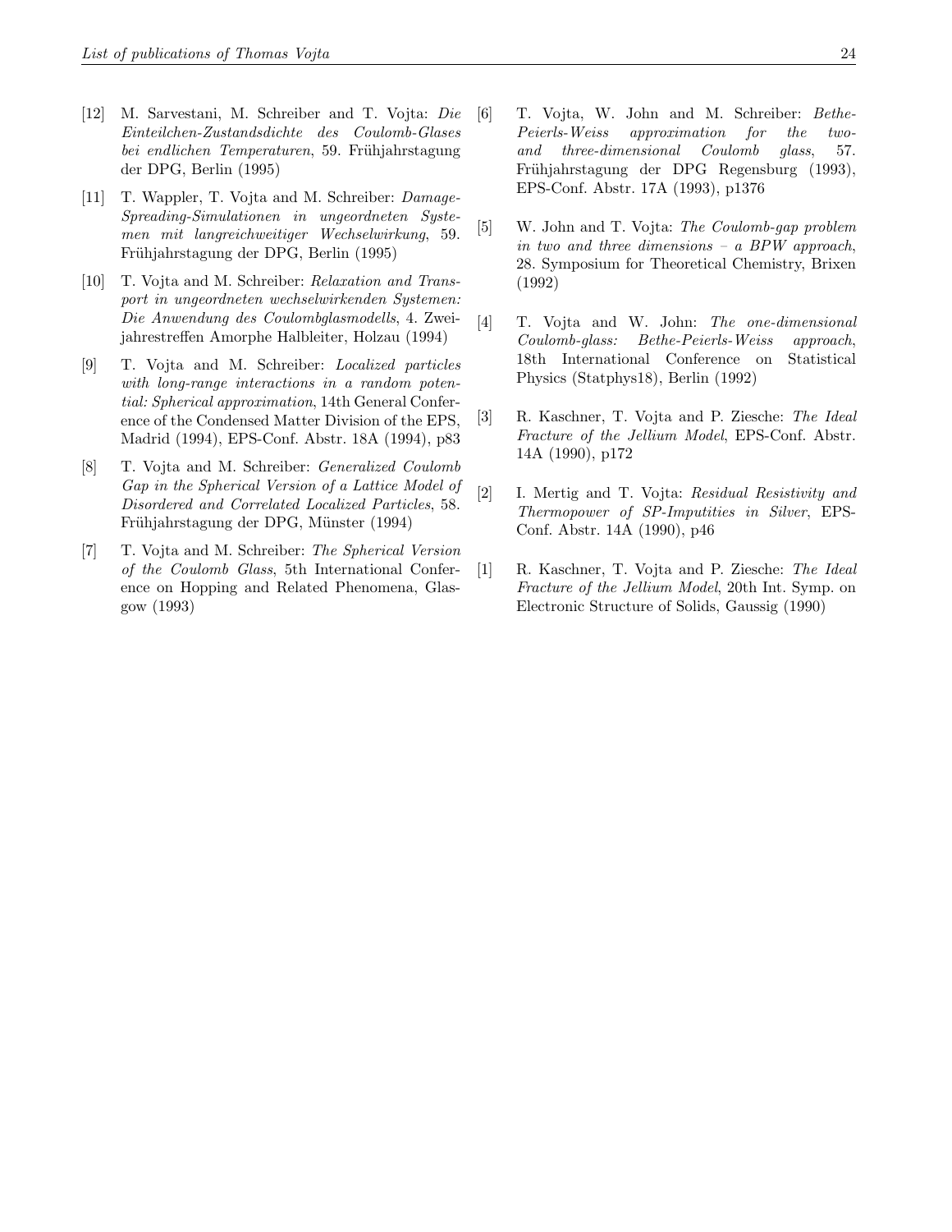[12] M. Sarvestani, M. Schreiber and T. Vojta: *Die Einteilchen-Zustandsdichte des Coulomb-Glases bei endlichen Temperaturen*, 59. Frühjahrstagung der DPG, Berlin (1995)

[11] T. Wappler, T. Vojta and M. Schreiber: *Damage-Spreading-Simulationen in ungeordneten Systemen mit langreichweitiger Wechselwirkung*, 59. Frühjahrstagung der DPG, Berlin (1995)

[10] T. Vojta and M. Schreiber: *Relaxation and Transport in ungeordneten wechselwirkenden Systemen: Die Anwendung des Coulombglasmodells*, 4. Zweijahrestreffen Amorphe Halbleiter, Holzau (1994)

[9] T. Vojta and M. Schreiber: *Localized particles with long-range interactions in a random potential: Spherical approximation*, 14th General Conference of the Condensed Matter Division of the EPS, Madrid (1994), EPS-Conf. Abstr. 18A (1994), p83

[8] T. Vojta and M. Schreiber: *Generalized Coulomb Gap in the Spherical Version of a Lattice Model of Disordered and Correlated Localized Particles*, 58. Frühjahrstagung der DPG, Münster (1994)

[7] T. Vojta and M. Schreiber: *The Spherical Version of the Coulomb Glass*, 5th International Conference on Hopping and Related Phenomena, Glasgow (1993)

[6] T. Vojta, W. John and M. Schreiber: *Bethe-Peierls-Weiss approximation for the two- and three-dimensional Coulomb glass*, 57. Frühjahrstagung der DPG Regensburg (1993), EPS-Conf. Abstr. 17A (1993), p1376

[5] W. John and T. Vojta: *The Coulomb-gap problem in two and three dimensions – a BPW approach*, 28. Symposium for Theoretical Chemistry, Brixen (1992)

[4] T. Vojta and W. John: *The one-dimensional Coulomb-glass: Bethe-Peierls-Weiss approach*, 18th International Conference on Statistical Physics (Statphys18), Berlin (1992)

[3] R. Kaschner, T. Vojta and P. Ziesche: *The Ideal Fracture of the Jellium Model*, EPS-Conf. Abstr. 14A (1990), p172

[2] I. Mertig and T. Vojta: *Residual Resistivity and Thermopower of SP-Imputities in Silver*, EPS-Conf. Abstr. 14A (1990), p46

[1] R. Kaschner, T. Vojta and P. Ziesche: *The Ideal Fracture of the Jellium Model*, 20th Int. Symp. on Electronic Structure of Solids, Gaussig (1990)